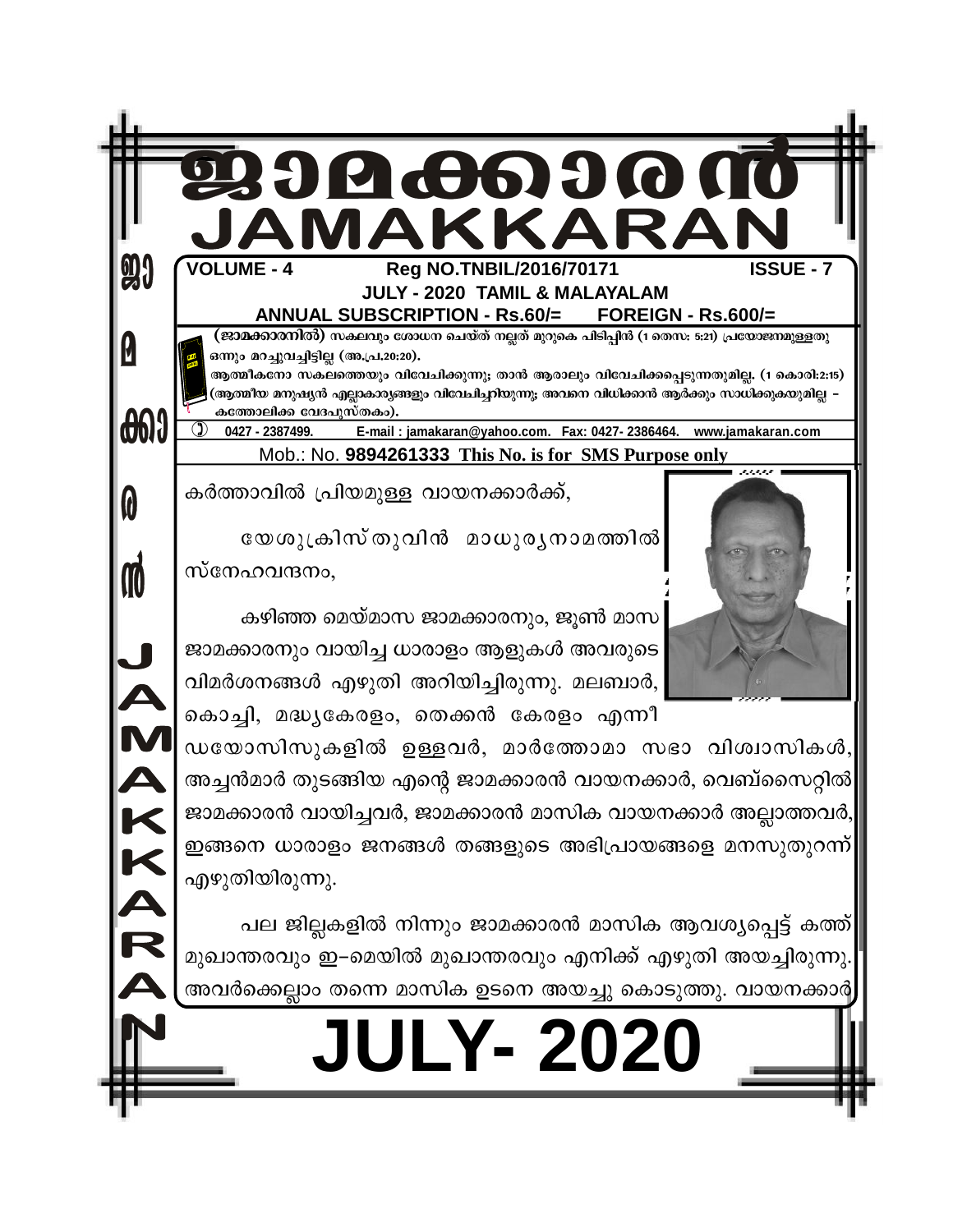# ജാമക്കാരൻ
# JAMAKKARAN

**VOLUME - 4** **Reg NO.TNBIL/2016/70171** **ISSUE - 7**

**JULY - 2020 TAMIL & MALAYALAM**

**ANNUAL SUBSCRIPTION - Rs.60/= FOREIGN - Rs.600/=**

**(ജാമക്കാരനിൽ)** സകലവും ശോധന ചെയ്ത് നല്ലത് മുറുകെ പിടിപ്പിൻ (1 തെസ: 5:21) പ്രയോജനമുള്ളതു ഒന്നും മറച്ചുവച്ചിട്ടില്ല (അ.പ്ര.20:20).
ആത്മീകനോ സകലത്തെയും വിവേചിക്കുന്നു; താൻ ആരാലും വിവേചിക്കപ്പെടുന്നതുമില്ല. (1 കൊരി:2:15) (ആത്മീയ മനുഷ്യൻ എല്ലാകാര്യങ്ങളും വിവേചിച്ചറിയുന്നു; അവനെ വിധിക്കാൻ ആർക്കും സാധിക്കുകയുമില്ല – കത്തോലിക്ക വേദപുസ്തകം).

0427 - 2387499. E-mail : jamakaran@yahoo.com. Fax: 0427- 2386464. www.jamakaran.com

Mob.: No. **9894261333 This No. is for SMS Purpose only**

കർത്താവിൽ പ്രിയമുള്ള വായനക്കാർക്ക്,

യേശുക്രിസ്തുവിൻ മാധുര്യനാമത്തിൽ സ്നേഹവന്ദനം,

കഴിഞ്ഞ മെയ്മാസ ജാമക്കാരനും, ജൂൺ മാസ ജാമക്കാരനും വായിച്ച ധാരാളം ആളുകൾ അവരുടെ വിമർശനങ്ങൾ എഴുതി അറിയിച്ചിരുന്നു. മലബാർ, കൊച്ചി, മദ്ധ്യകേരളം, തെക്കൻ കേരളം എന്നീ ഡയോസിസുകളിൽ ഉള്ളവർ, മാർത്തോമാ സഭാ വിശ്വാസികൾ, അച്ചൻമാർ തുടങ്ങിയ എന്റെ ജാമക്കാരൻ വായനക്കാർ, വെബ്സൈറ്റിൽ ജാമക്കാരൻ വായിച്ചവർ, ജാമക്കാരൻ മാസിക വായനക്കാർ അല്ലാത്തവർ, ഇങ്ങനെ ധാരാളം ജനങ്ങൾ തങ്ങളുടെ അഭിപ്രായങ്ങളെ മനസുതുറന്ന് എഴുതിയിരുന്നു.

പല ജില്ലകളിൽ നിന്നും ജാമക്കാരൻ മാസിക ആവശ്യപ്പെട്ട് കത്ത് മുഖാന്തരവും ഇ–മെയിൽ മുഖാന്തരവും എനിക്ക് എഴുതി അയച്ചിരുന്നു. അവർക്കെല്ലാം തന്നെ മാസിക ഉടനെ അയച്ചു കൊടുത്തു. വായനക്കാർ

# JULY- 2020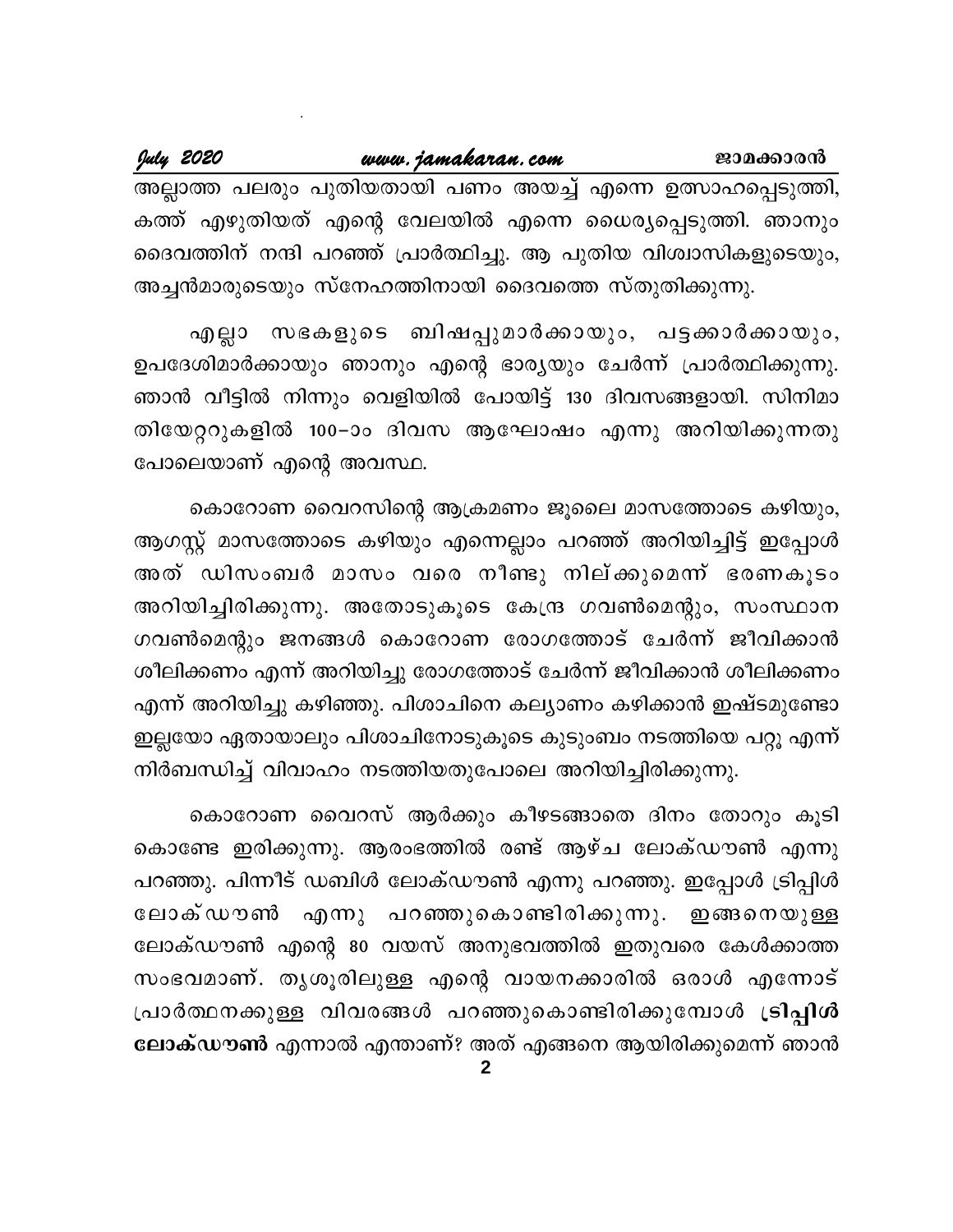അല്ലാത്ത പലരും പുതിയതായി പണം അയച്ച് എന്നെ ഉത്സാഹപ്പെടുത്തി, കത്ത് എഴുതിയത് എന്റെ വേലയിൽ എന്നെ ധൈര്യപ്പെടുത്തി. ഞാനും ദൈവത്തിന് നന്ദി പറഞ്ഞ് പ്രാർത്ഥിച്ചു. ആ പുതിയ വിശ്വാസികളുടെയും, അച്ചൻമാരുടെയും സ്നേഹത്തിനായി ദൈവത്തെ സ്തുതിക്കുന്നു.

എല്ലാ സഭകളുടെ ബിഷപ്പുമാർക്കായും, പട്ടക്കാർക്കായും, ഉപദേശിമാർക്കായും ഞാനും എന്റെ ഭാര്യയും ചേർന്ന് പ്രാർത്ഥിക്കുന്നു. ഞാൻ വീട്ടിൽ നിന്നും വെളിയിൽ പോയിട്ട് 130 ദിവസങ്ങളായി. സിനിമാ തിയേറ്ററുകളിൽ 100–ാം ദിവസ ആഘോഷം എന്നു അറിയിക്കുന്നതു പോലെയാണ് എന്റെ അവസ്ഥ.

കൊറോണ വൈറസിന്റെ ആക്രമണം ജൂലൈ മാസത്തോടെ കഴിയും, ആഗസ്റ്റ് മാസത്തോടെ കഴിയും എന്നെല്ലാം പറഞ്ഞ് അറിയിച്ചിട്ട് ഇപ്പോൾ അത് ഡിസംബർ മാസം വരെ നീണ്ടു നില്ക്കുമെന്ന് ഭരണകൂടം അറിയിച്ചിരിക്കുന്നു. അതോടുകൂടെ കേന്ദ്ര ഗവൺമെന്റും, സംസ്ഥാന ഗവൺമെന്റും ജനങ്ങൾ കൊറോണ രോഗത്തോട് ചേർന്ന് ജീവിക്കാൻ ശീലിക്കണം എന്ന് അറിയിച്ചു രോഗത്തോട് ചേർന്ന് ജീവിക്കാൻ ശീലിക്കണം എന്ന് അറിയിച്ചു കഴിഞ്ഞു. പിശാചിനെ കല്യാണം കഴിക്കാൻ ഇഷ്ടമുണ്ടോ ഇല്ലയോ ഏതായാലും പിശാചിനോടുകൂടെ കുടുംബം നടത്തിയെ പറ്റൂ എന്ന് നിർബന്ധിച്ച് വിവാഹം നടത്തിയതുപോലെ അറിയിച്ചിരിക്കുന്നു.

കൊറോണ വൈറസ് ആർക്കും കീഴടങ്ങാതെ ദിനം തോറും കൂടി കൊണ്ടേ ഇരിക്കുന്നു. ആരംഭത്തിൽ രണ്ട് ആഴ്ച ലോക്ഡൗൺ എന്നു പറഞ്ഞു. പിന്നീട് ഡബിൾ ലോക്ഡൗൺ എന്നു പറഞ്ഞു. ഇപ്പോൾ ട്രിപ്പിൾ ലോക്ഡൗൺ എന്നു പറഞ്ഞുകൊണ്ടിരിക്കുന്നു. ഇങ്ങനെയുള്ള ലോക്ഡൗൺ എന്റെ 80 വയസ് അനുഭവത്തിൽ ഇതുവരെ കേൾക്കാത്ത സംഭവമാണ്. തൃശൂരിലുള്ള എന്റെ വായനക്കാരിൽ ഒരാൾ എന്നോട് പ്രാർത്ഥനക്കുള്ള വിവരങ്ങൾ പറഞ്ഞുകൊണ്ടിരിക്കുമ്പോൾ **ട്രിപ്പിൾ ലോക്ഡൗൺ** എന്നാൽ എന്താണ്? അത് എങ്ങനെ ആയിരിക്കുമെന്ന് ഞാൻ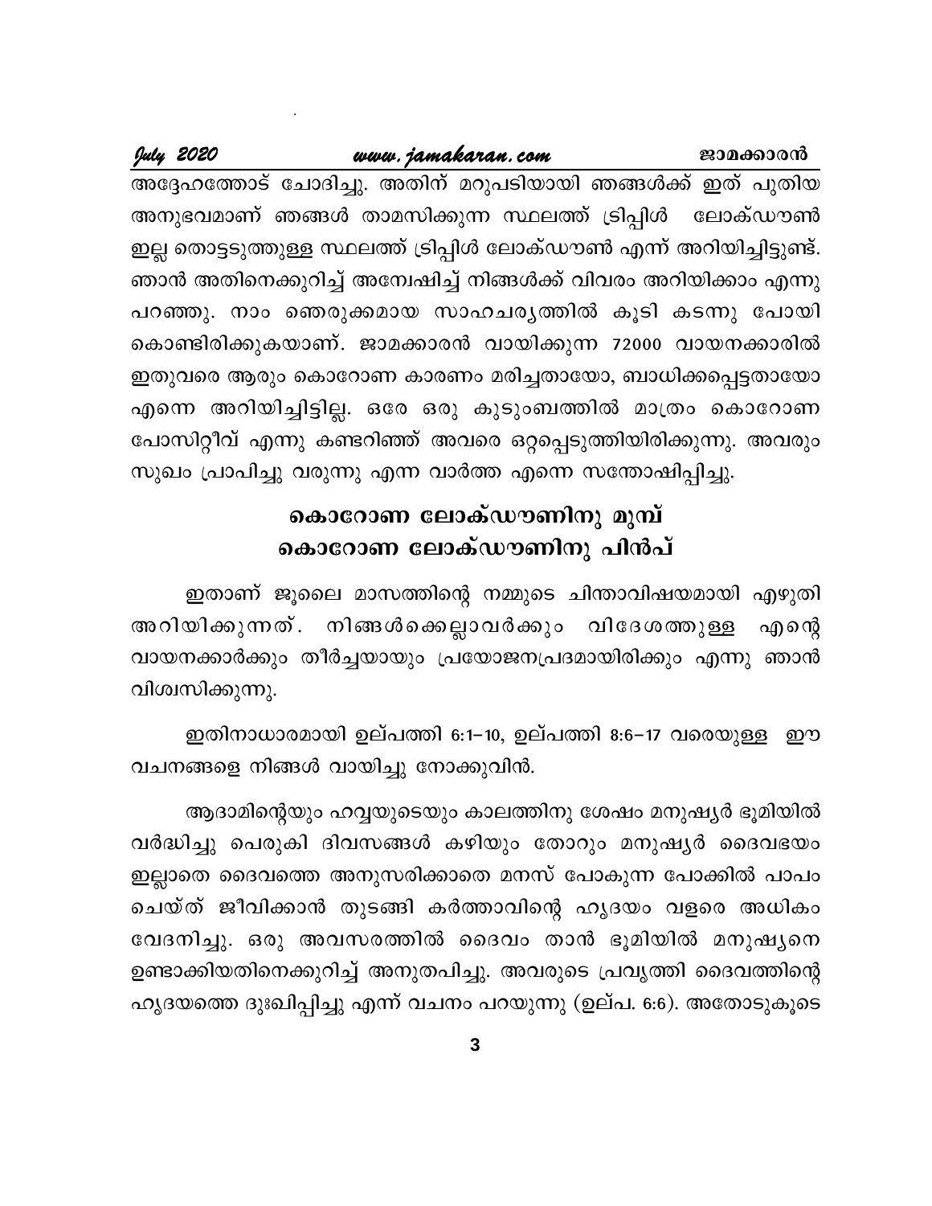അദ്ദേഹത്തോട് ചോദിച്ചു. അതിന് മറുപടിയായി ഞങ്ങൾക്ക് ഇത് പുതിയ അനുഭവമാണ് ഞങ്ങൾ താമസിക്കുന്ന സ്ഥലത്ത് ട്രിപ്പിൾ ലോക്ഡൗൺ ഇല്ല തൊട്ടടുത്തുള്ള സ്ഥലത്ത് ട്രിപ്പിൾ ലോക്ഡൗൺ എന്ന് അറിയിച്ചിട്ടുണ്ട്. ഞാൻ അതിനെക്കുറിച്ച് അന്വേഷിച്ച് നിങ്ങൾക്ക് വിവരം അറിയിക്കാം എന്നു പറഞ്ഞു. നാം ഞെരുക്കമായ സാഹചര്യത്തിൽ കൂടി കടന്നു പോയി കൊണ്ടിരിക്കുകയാണ്. ജാമക്കാരൻ വായിക്കുന്ന 72000 വായനക്കാരിൽ ഇതുവരെ ആരും കൊറോണ കാരണം മരിച്ചതായോ, ബാധിക്കപ്പെട്ടതായോ എന്നെ അറിയിച്ചിട്ടില്ല. ഒരേ ഒരു കുടുംബത്തിൽ മാത്രം കൊറോണ പോസിറ്റീവ് എന്നു കണ്ടറിഞ്ഞ് അവരെ ഒറ്റപ്പെടുത്തിയിരിക്കുന്നു. അവരും സുഖം പ്രാപിച്ചു വരുന്നു എന്ന വാർത്ത എന്നെ സന്തോഷിപ്പിച്ചു.

## കൊറോണ ലോക്ഡൗണിനു മുമ്പ്
## കൊറോണ ലോക്ഡൗണിനു പിൻപ്

ഇതാണ് ജൂലൈ മാസത്തിന്റെ നമ്മുടെ ചിന്താവിഷയമായി എഴുതി അറിയിക്കുന്നത്. നിങ്ങൾക്കെല്ലാവർക്കും വിദേശത്തുള്ള എന്റെ വായനക്കാർക്കും തീർച്ചയായും പ്രയോജനപ്രദമായിരിക്കും എന്നു ഞാൻ വിശ്വസിക്കുന്നു.

ഇതിനാധാരമായി ഉല്പത്തി 6:1-10, ഉല്പത്തി 8:6-17 വരെയുള്ള ഈ വചനങ്ങളെ നിങ്ങൾ വായിച്ചു നോക്കുവിൻ.

ആദാമിന്റെയും ഹവ്വയുടെയും കാലത്തിനു ശേഷം മനുഷ്യർ ഭൂമിയിൽ വർദ്ധിച്ചു പെരുകി ദിവസങ്ങൾ കഴിയും തോറും മനുഷ്യർ ദൈവഭയം ഇല്ലാതെ ദൈവത്തെ അനുസരിക്കാതെ മനസ് പോകുന്ന പോക്കിൽ പാപം ചെയ്ത് ജീവിക്കാൻ തുടങ്ങി കർത്താവിന്റെ ഹൃദയം വളരെ അധികം വേദനിച്ചു. ഒരു അവസരത്തിൽ ദൈവം താൻ ഭൂമിയിൽ മനുഷ്യനെ ഉണ്ടാക്കിയതിനെക്കുറിച്ച് അനുതപിച്ചു. അവരുടെ പ്രവൃത്തി ദൈവത്തിന്റെ ഹൃദയത്തെ ദുഃഖിപ്പിച്ചു എന്ന് വചനം പറയുന്നു (ഉല്പ. 6:6). അതോടുകൂടെ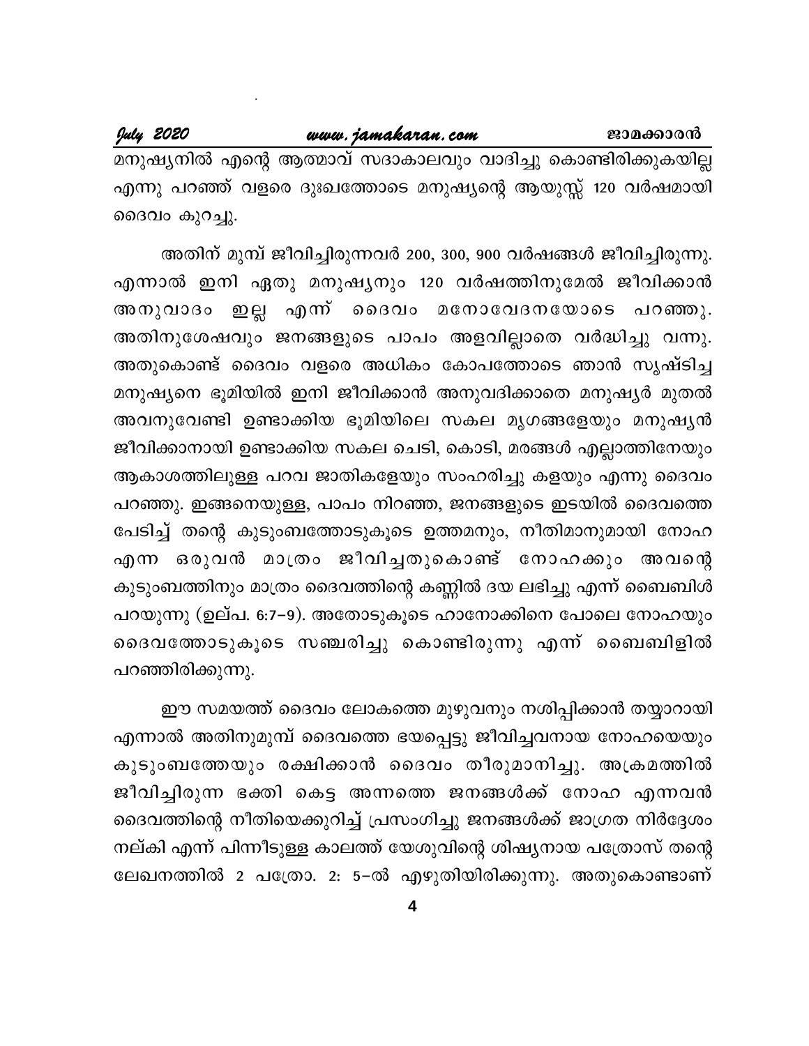മനുഷ്യനിൽ എന്റെ ആത്മാവ് സദാകാലവും വാദിച്ചു കൊണ്ടിരിക്കുകയില്ല എന്നു പറഞ്ഞ് വളരെ ദുഃഖത്തോടെ മനുഷ്യന്റെ ആയുസ്സ് 120 വർഷമായി ദൈവം കുറച്ചു.

അതിന് മുമ്പ് ജീവിച്ചിരുന്നവർ 200, 300, 900 വർഷങ്ങൾ ജീവിച്ചിരുന്നു. എന്നാൽ ഇനി ഏതു മനുഷ്യനും 120 വർഷത്തിനുമേൽ ജീവിക്കാൻ അനുവാദം ഇല്ല എന്ന് ദൈവം മനോവേദനയോടെ പറഞ്ഞു. അതിനുശേഷവും ജനങ്ങളുടെ പാപം അളവില്ലാതെ വർദ്ധിച്ചു വന്നു. അതുകൊണ്ട് ദൈവം വളരെ അധികം കോപത്തോടെ ഞാൻ സൃഷ്ടിച്ച മനുഷ്യനെ ഭൂമിയിൽ ഇനി ജീവിക്കാൻ അനുവദിക്കാതെ മനുഷ്യർ മുതൽ അവനുവേണ്ടി ഉണ്ടാക്കിയ ഭൂമിയിലെ സകല മൃഗങ്ങളേയും മനുഷ്യൻ ജീവിക്കാനായി ഉണ്ടാക്കിയ സകല ചെടി, കൊടി, മരങ്ങൾ എല്ലാത്തിനേയും ആകാശത്തിലുള്ള പറവ ജാതികളേയും സംഹരിച്ചു കളയും എന്നു ദൈവം പറഞ്ഞു. ഇങ്ങനെയുള്ള, പാപം നിറഞ്ഞ, ജനങ്ങളുടെ ഇടയിൽ ദൈവത്തെ പേടിച്ച് തന്റെ കുടുംബത്തോടുകൂടെ ഉത്തമനും, നീതിമാനുമായി നോഹ എന്ന ഒരുവൻ മാത്രം ജീവിച്ചതുകൊണ്ട് നോഹക്കും അവന്റെ കുടുംബത്തിനും മാത്രം ദൈവത്തിന്റെ കണ്ണിൽ ദയ ലഭിച്ചു എന്ന് ബൈബിൾ പറയുന്നു (ഉല്പ. 6:7–9). അതോടുകൂടെ ഹാനോക്കിനെ പോലെ നോഹയും ദൈവത്തോടുകൂടെ സഞ്ചരിച്ചു കൊണ്ടിരുന്നു എന്ന് ബൈബിളിൽ പറഞ്ഞിരിക്കുന്നു.

ഈ സമയത്ത് ദൈവം ലോകത്തെ മുഴുവനും നശിപ്പിക്കാൻ തയ്യാറായി എന്നാൽ അതിനുമുമ്പ് ദൈവത്തെ ഭയപ്പെട്ടു ജീവിച്ചവനായ നോഹയെയും കുടുംബത്തേയും രക്ഷിക്കാൻ ദൈവം തീരുമാനിച്ചു. അക്രമത്തിൽ ജീവിച്ചിരുന്ന ഭക്തി കെട്ട അന്നത്തെ ജനങ്ങൾക്ക് നോഹ എന്നവൻ ദൈവത്തിന്റെ നീതിയെക്കുറിച്ച് പ്രസംഗിച്ചു ജനങ്ങൾക്ക് ജാഗ്രത നിർദ്ദേശം നല്കി എന്ന് പിന്നീടുള്ള കാലത്ത് യേശുവിന്റെ ശിഷ്യനായ പത്രോസ് തന്റെ ലേഖനത്തിൽ 2 പത്രോ. 2: 5–ൽ എഴുതിയിരിക്കുന്നു. അതുകൊണ്ടാണ്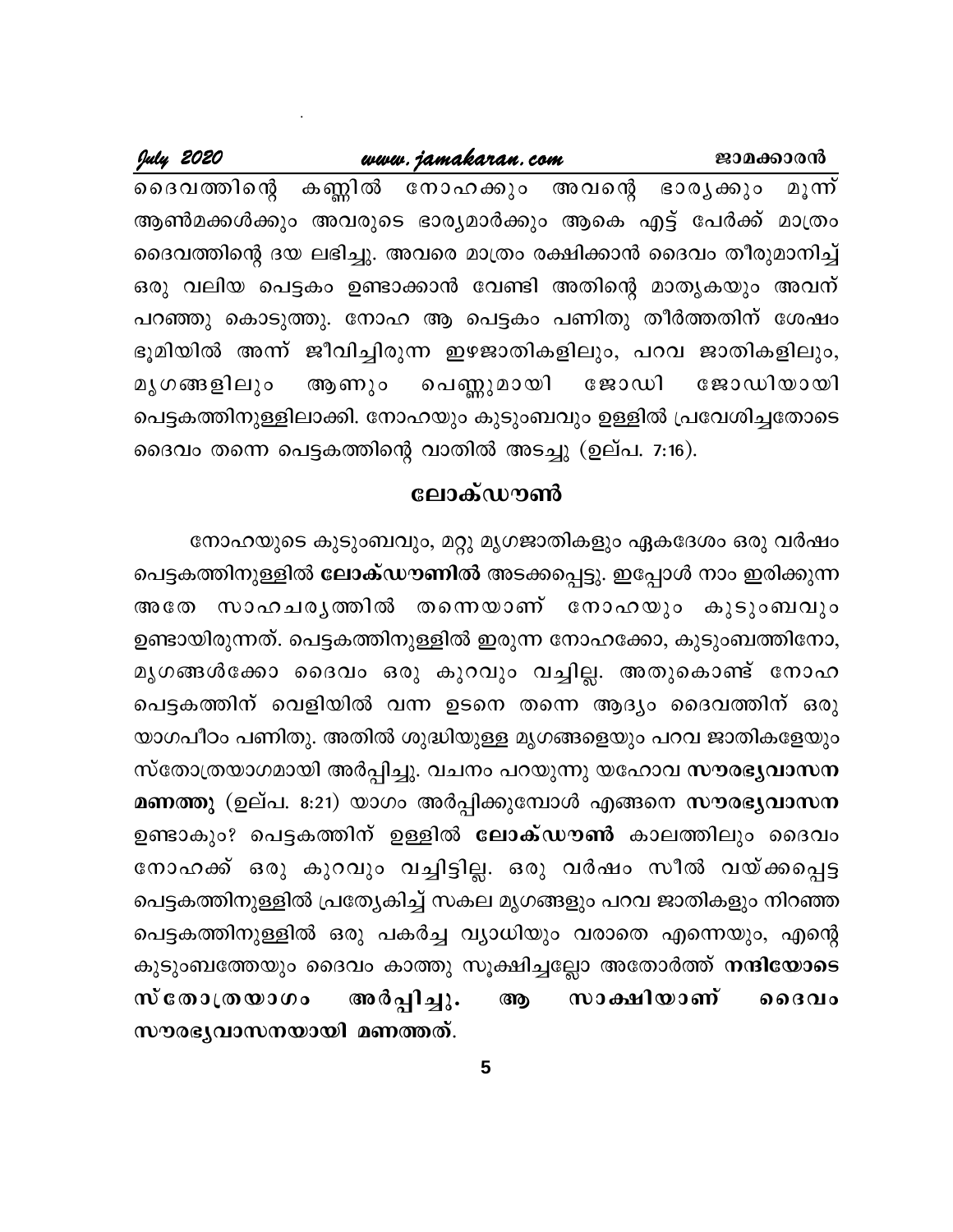ദൈവത്തിന്റെ കണ്ണിൽ നോഹക്കും അവന്റെ ഭാര്യക്കും മൂന്ന് ആൺമക്കൾക്കും അവരുടെ ഭാര്യമാർക്കും ആകെ എട്ട് പേർക്ക് മാത്രം ദൈവത്തിന്റെ ദയ ലഭിച്ചു. അവരെ മാത്രം രക്ഷിക്കാൻ ദൈവം തീരുമാനിച്ച് ഒരു വലിയ പെട്ടകം ഉണ്ടാക്കാൻ വേണ്ടി അതിന്റെ മാതൃകയും അവന് പറഞ്ഞു കൊടുത്തു. നോഹ ആ പെട്ടകം പണിതു തീർത്തതിന് ശേഷം ഭൂമിയിൽ അന്ന് ജീവിച്ചിരുന്ന ഇഴജാതികളിലും, പറവ ജാതികളിലും, മൃഗങ്ങളിലും ആണും പെണ്ണുമായി ജോഡി ജോഡിയായി പെട്ടകത്തിനുള്ളിലാക്കി. നോഹയും കുടുംബവും ഉള്ളിൽ പ്രവേശിച്ചതോടെ ദൈവം തന്നെ പെട്ടകത്തിന്റെ വാതിൽ അടച്ചു (ഉല്പ. 7:16).

## ലോക്ഡൗൺ

നോഹയുടെ കുടുംബവും, മറ്റു മൃഗജാതികളും ഏകദേശം ഒരു വർഷം പെട്ടകത്തിനുള്ളിൽ **ലോക്ഡൗണിൽ** അടക്കപ്പെട്ടു. ഇപ്പോൾ നാം ഇരിക്കുന്ന അതേ സാഹചര്യത്തിൽ തന്നെയാണ് നോഹയും കുടുംബവും ഉണ്ടായിരുന്നത്. പെട്ടകത്തിനുള്ളിൽ ഇരുന്ന നോഹക്കോ, കുടുംബത്തിനോ, മൃഗങ്ങൾക്കോ ദൈവം ഒരു കുറവും വച്ചില്ല. അതുകൊണ്ട് നോഹ പെട്ടകത്തിന് വെളിയിൽ വന്ന ഉടനെ തന്നെ ആദ്യം ദൈവത്തിന് ഒരു യാഗപീഠം പണിതു. അതിൽ ശുദ്ധിയുള്ള മൃഗങ്ങളെയും പറവ ജാതികളേയും സ്തോത്രയാഗമായി അർപ്പിച്ചു. വചനം പറയുന്നു യഹോവ **സൗരഭ്യവാസന മണത്തു** (ഉല്പ. 8:21) യാഗം അർപ്പിക്കുമ്പോൾ എങ്ങനെ **സൗരഭ്യവാസന** ഉണ്ടാകും? പെട്ടകത്തിന് ഉള്ളിൽ **ലോക്ഡൗൺ** കാലത്തിലും ദൈവം നോഹക്ക് ഒരു കുറവും വച്ചിട്ടില്ല. ഒരു വർഷം സീൽ വയ്ക്കപ്പെട്ട പെട്ടകത്തിനുള്ളിൽ പ്രത്യേകിച്ച് സകല മൃഗങ്ങളും പറവ ജാതികളും നിറഞ്ഞ പെട്ടകത്തിനുള്ളിൽ ഒരു പകർച്ച വ്യാധിയും വരാതെ എന്നെയും, എന്റെ കുടുംബത്തേയും ദൈവം കാത്തു സൂക്ഷിച്ചല്ലോ അതോർത്ത് **നന്ദിയോടെ സ്തോത്രയാഗം അർപ്പിച്ചു. ആ സാക്ഷിയാണ് ദൈവം സൗരഭ്യവാസനയായി മണത്തത്.**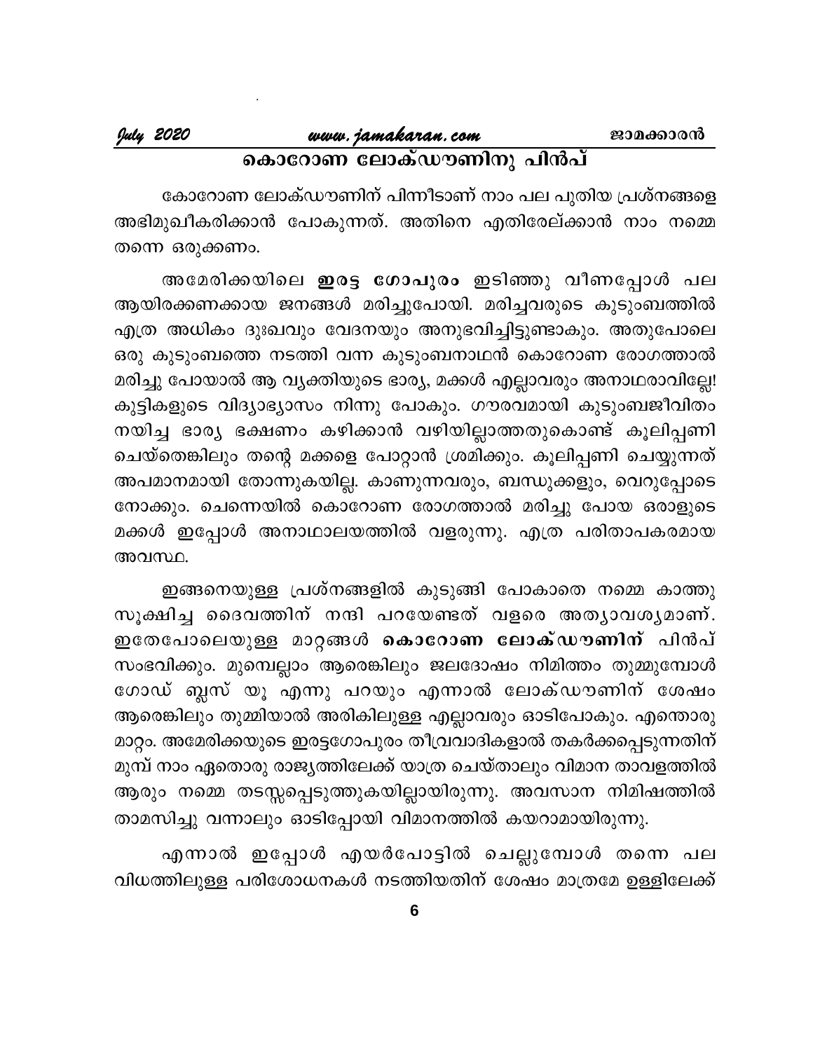# കൊറോണ ലോക്ഡൗണിനു പിൻപ്

കോറോണ ലോക്ഡൗണിന് പിന്നീടാണ് നാം പല പുതിയ പ്രശ്നങ്ങളെ അഭിമുഖീകരിക്കാൻ പോകുന്നത്. അതിനെ എതിരേല്ക്കാൻ നാം നമ്മെ തന്നെ ഒരുക്കണം.

അമേരിക്കയിലെ **ഇരട്ട ഗോപുരം** ഇടിഞ്ഞു വീണപ്പോൾ പല ആയിരക്കണക്കായ ജനങ്ങൾ മരിച്ചുപോയി. മരിച്ചവരുടെ കുടുംബത്തിൽ എത്ര അധികം ദുഃഖവും വേദനയും അനുഭവിച്ചിട്ടുണ്ടാകും. അതുപോലെ ഒരു കുടുംബത്തെ നടത്തി വന്ന കുടുംബനാഥൻ കൊറോണ രോഗത്താൽ മരിച്ചു പോയാൽ ആ വ്യക്തിയുടെ ഭാര്യ, മക്കൾ എല്ലാവരും അനാഥരാവില്ലേ! കുട്ടികളുടെ വിദ്യാഭ്യാസം നിന്നു പോകും. ഗൗരവമായി കുടുംബജീവിതം നയിച്ച ഭാര്യ ഭക്ഷണം കഴിക്കാൻ വഴിയില്ലാത്തതുകൊണ്ട് കൂലിപ്പണി ചെയ്തെങ്കിലും തന്റെ മക്കളെ പോറ്റാൻ ശ്രമിക്കും. കൂലിപ്പണി ചെയ്യുന്നത് അപമാനമായി തോന്നുകയില്ല. കാണുന്നവരും, ബന്ധുക്കളും, വെറുപ്പോടെ നോക്കും. ചെന്നൈയിൽ കൊറോണ രോഗത്താൽ മരിച്ചു പോയ ഒരാളുടെ മക്കൾ ഇപ്പോൾ അനാഥാലയത്തിൽ വളരുന്നു. എത്ര പരിതാപകരമായ അവസ്ഥ.

ഇങ്ങനെയുള്ള പ്രശ്നങ്ങളിൽ കുടുങ്ങി പോകാതെ നമ്മെ കാത്തു സൂക്ഷിച്ച ദൈവത്തിന് നന്ദി പറയേണ്ടത് വളരെ അത്യാവശ്യമാണ്. ഇതേപോലെയുള്ള മാറ്റങ്ങൾ **കൊറോണ ലോക്ഡൗണിന്** പിൻപ് സംഭവിക്കും. മുമ്പെല്ലാം ആരെങ്കിലും ജലദോഷം നിമിത്തം തുമ്മുമ്പോൾ ഗോഡ് ബ്ലസ് യൂ എന്നു പറയും എന്നാൽ ലോക്ഡൗണിന് ശേഷം ആരെങ്കിലും തുമ്മിയാൽ അരികിലുള്ള എല്ലാവരും ഓടിപോകും. എന്തൊരു മാറ്റം. അമേരിക്കയുടെ ഇരട്ടഗോപുരം തീവ്രവാദികളാൽ തകർക്കപ്പെടുന്നതിന് മുമ്പ് നാം ഏതൊരു രാജ്യത്തിലേക്ക് യാത്ര ചെയ്താലും വിമാന താവളത്തിൽ ആരും നമ്മെ തടസ്സപ്പെടുത്തുകയില്ലായിരുന്നു. അവസാന നിമിഷത്തിൽ താമസിച്ചു വന്നാലും ഓടിപ്പോയി വിമാനത്തിൽ കയറാമായിരുന്നു.

എന്നാൽ ഇപ്പോൾ എയർപോട്ടിൽ ചെല്ലുമ്പോൾ തന്നെ പല വിധത്തിലുള്ള പരിശോധനകൾ നടത്തിയതിന് ശേഷം മാത്രമേ ഉള്ളിലേക്ക്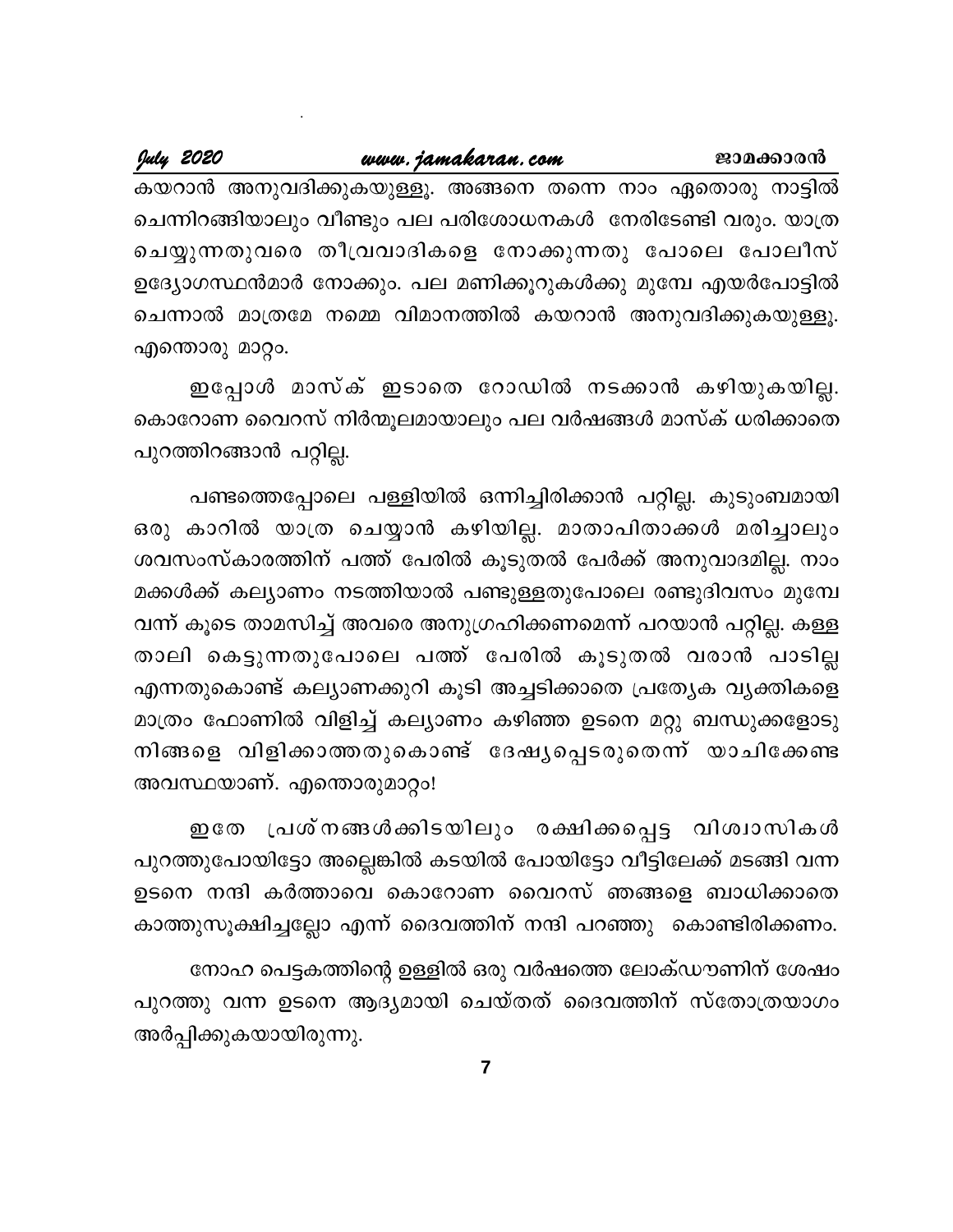കയറാൻ അനുവദിക്കുകയുള്ളൂ. അങ്ങനെ തന്നെ നാം ഏതൊരു നാട്ടിൽ ചെന്നിറങ്ങിയാലും വീണ്ടും പല പരിശോധനകൾ നേരിടേണ്ടി വരും. യാത്ര ചെയ്യുന്നതുവരെ തീവ്രവാദികളെ നോക്കുന്നതു പോലെ പോലീസ് ഉദ്യോഗസ്ഥൻമാർ നോക്കും. പല മണിക്കൂറുകൾക്കു മുമ്പേ എയർപോട്ടിൽ ചെന്നാൽ മാത്രമേ നമ്മെ വിമാനത്തിൽ കയറാൻ അനുവദിക്കുകയുള്ളൂ. എന്തൊരു മാറ്റം.

ഇപ്പോൾ മാസ്ക് ഇടാതെ റോഡിൽ നടക്കാൻ കഴിയുകയില്ല. കൊറോണ വൈറസ് നിർമ്മൂലമായാലും പല വർഷങ്ങൾ മാസ്ക് ധരിക്കാതെ പുറത്തിറങ്ങാൻ പറ്റില്ല.

പണ്ടത്തെപ്പോലെ പള്ളിയിൽ ഒന്നിച്ചിരിക്കാൻ പറ്റില്ല. കുടുംബമായി ഒരു കാറിൽ യാത്ര ചെയ്യാൻ കഴിയില്ല. മാതാപിതാക്കൾ മരിച്ചാലും ശവസംസ്കാരത്തിന് പത്ത് പേരിൽ കൂടുതൽ പേർക്ക് അനുവാദമില്ല. നാം മക്കൾക്ക് കല്യാണം നടത്തിയാൽ പണ്ടുള്ളതുപോലെ രണ്ടുദിവസം മുമ്പേ വന്ന് കൂടെ താമസിച്ച് അവരെ അനുഗ്രഹിക്കണമെന്ന് പറയാൻ പറ്റില്ല. കള്ള താലി കെട്ടുന്നതുപോലെ പത്ത് പേരിൽ കൂടുതൽ വരാൻ പാടില്ല എന്നതുകൊണ്ട് കല്യാണക്കുറി കൂടി അച്ചടിക്കാതെ പ്രത്യേക വ്യക്തികളെ മാത്രം ഫോണിൽ വിളിച്ച് കല്യാണം കഴിഞ്ഞ ഉടനെ മറ്റു ബന്ധുക്കളോടു നിങ്ങളെ വിളിക്കാത്തതുകൊണ്ട് ദേഷ്യപ്പെടരുതെന്ന് യാചിക്കേണ്ട അവസ്ഥയാണ്. എന്തൊരുമാറ്റം!

ഇതേ പ്രശ്നങ്ങൾക്കിടയിലും രക്ഷിക്കപ്പെട്ട വിശ്വാസികൾ പുറത്തുപോയിട്ടോ അല്ലെങ്കിൽ കടയിൽ പോയിട്ടോ വീട്ടിലേക്ക് മടങ്ങി വന്ന ഉടനെ നന്ദി കർത്താവെ കൊറോണ വൈറസ് ഞങ്ങളെ ബാധിക്കാതെ കാത്തുസൂക്ഷിച്ചല്ലോ എന്ന് ദൈവത്തിന് നന്ദി പറഞ്ഞു കൊണ്ടിരിക്കണം.

നോഹ പെട്ടകത്തിന്റെ ഉള്ളിൽ ഒരു വർഷത്തെ ലോക്ഡൗണിന് ശേഷം പുറത്തു വന്ന ഉടനെ ആദ്യമായി ചെയ്തത് ദൈവത്തിന് സ്തോത്രയാഗം അർപ്പിക്കുകയായിരുന്നു.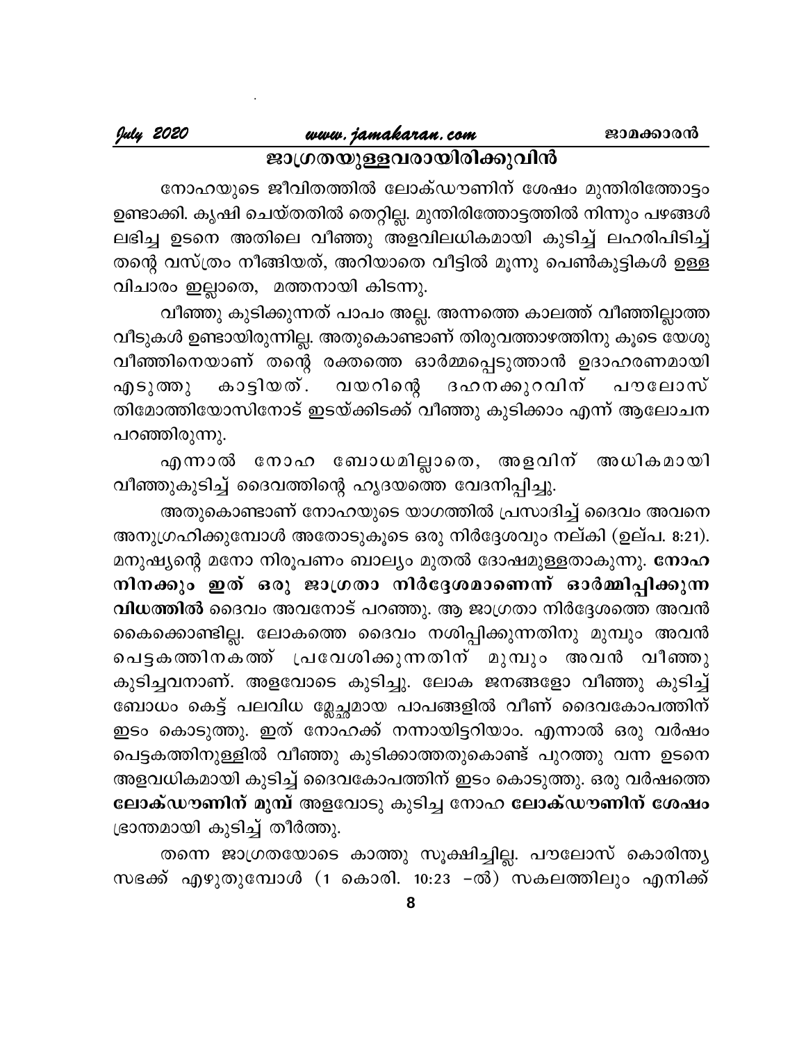## ജാഗ്രതയുള്ളവരായിരിക്കുവിൻ

നോഹയുടെ ജീവിതത്തിൽ ലോക്ഡൗണിന് ശേഷം മുന്തിരിത്തോട്ടം ഉണ്ടാക്കി. കൃഷി ചെയ്തതിൽ തെറ്റില്ല. മുന്തിരിത്തോട്ടത്തിൽ നിന്നും പഴങ്ങൾ ലഭിച്ച ഉടനെ അതിലെ വീഞ്ഞു അളവിലധികമായി കുടിച്ച് ലഹരിപിടിച്ച് തന്റെ വസ്ത്രം നീങ്ങിയത്, അറിയാതെ വീട്ടിൽ മൂന്നു പെൺകുട്ടികൾ ഉള്ള വിചാരം ഇല്ലാതെ, മത്തനായി കിടന്നു.

വീഞ്ഞു കുടിക്കുന്നത് പാപം അല്ല. അന്നത്തെ കാലത്ത് വീഞ്ഞില്ലാത്ത വീടുകൾ ഉണ്ടായിരുന്നില്ല. അതുകൊണ്ടാണ് തിരുവത്താഴത്തിനു കൂടെ യേശു വീഞ്ഞിനെയാണ് തന്റെ രക്തത്തെ ഓർമ്മപ്പെടുത്താൻ ഉദാഹരണമായി എടുത്തു കാട്ടിയത്. വയറിന്റെ ദഹനക്കുറവിന് പൗലോസ് തിമോത്തിയോസിനോട് ഇടയ്ക്കിടക്ക് വീഞ്ഞു കുടിക്കാം എന്ന് ആലോചന പറഞ്ഞിരുന്നു.

എന്നാൽ നോഹ ബോധമില്ലാതെ, അളവിന് അധികമായി വീഞ്ഞുകുടിച്ച് ദൈവത്തിന്റെ ഹൃദയത്തെ വേദനിപ്പിച്ചു.

അതുകൊണ്ടാണ് നോഹയുടെ യാഗത്തിൽ പ്രസാദിച്ച് ദൈവം അവനെ അനുഗ്രഹിക്കുമ്പോൾ അതോടുകൂടെ ഒരു നിർദ്ദേശവും നല്കി (ഉല്പ. 8:21). മനുഷ്യന്റെ മനോ നിരൂപണം ബാല്യം മുതൽ ദോഷമുള്ളതാകുന്നു. **നോഹ നിനക്കും ഇത് ഒരു ജാഗ്രതാ നിർദ്ദേശമാണെന്ന് ഓർമ്മിപ്പിക്കുന്ന വിധത്തിൽ** ദൈവം അവനോട് പറഞ്ഞു. ആ ജാഗ്രതാ നിർദ്ദേശത്തെ അവൻ കൈക്കൊണ്ടില്ല. ലോകത്തെ ദൈവം നശിപ്പിക്കുന്നതിനു മുമ്പും അവൻ പെട്ടകത്തിനകത്ത് പ്രവേശിക്കുന്നതിന് മുമ്പും അവൻ വീഞ്ഞു കുടിച്ചവനാണ്. അളവോടെ കുടിച്ചു. ലോക ജനങ്ങളോ വീഞ്ഞു കുടിച്ച് ബോധം കെട്ട് പലവിധ മ്ലേച്ഛമായ പാപങ്ങളിൽ വീണ് ദൈവകോപത്തിന് ഇടം കൊടുത്തു. ഇത് നോഹക്ക് നന്നായിട്ടറിയാം. എന്നാൽ ഒരു വർഷം പെട്ടകത്തിനുള്ളിൽ വീഞ്ഞു കുടിക്കാത്തതുകൊണ്ട് പുറത്തു വന്ന ഉടനെ അളവധികമായി കുടിച്ച് ദൈവകോപത്തിന് ഇടം കൊടുത്തു. ഒരു വർഷത്തെ **ലോക്ഡൗണിന് മുമ്പ്** അളവോടു കുടിച്ച നോഹ **ലോക്ഡൗണിന് ശേഷം** ഭ്രാന്തമായി കുടിച്ച് തീർത്തു.

തന്നെ ജാഗ്രതയോടെ കാത്തു സൂക്ഷിച്ചില്ല. പൗലോസ് കൊരിന്ത്യ സഭക്ക് എഴുതുമ്പോൾ (1 കൊരി. 10:23 –ൽ) സകലത്തിലും എനിക്ക്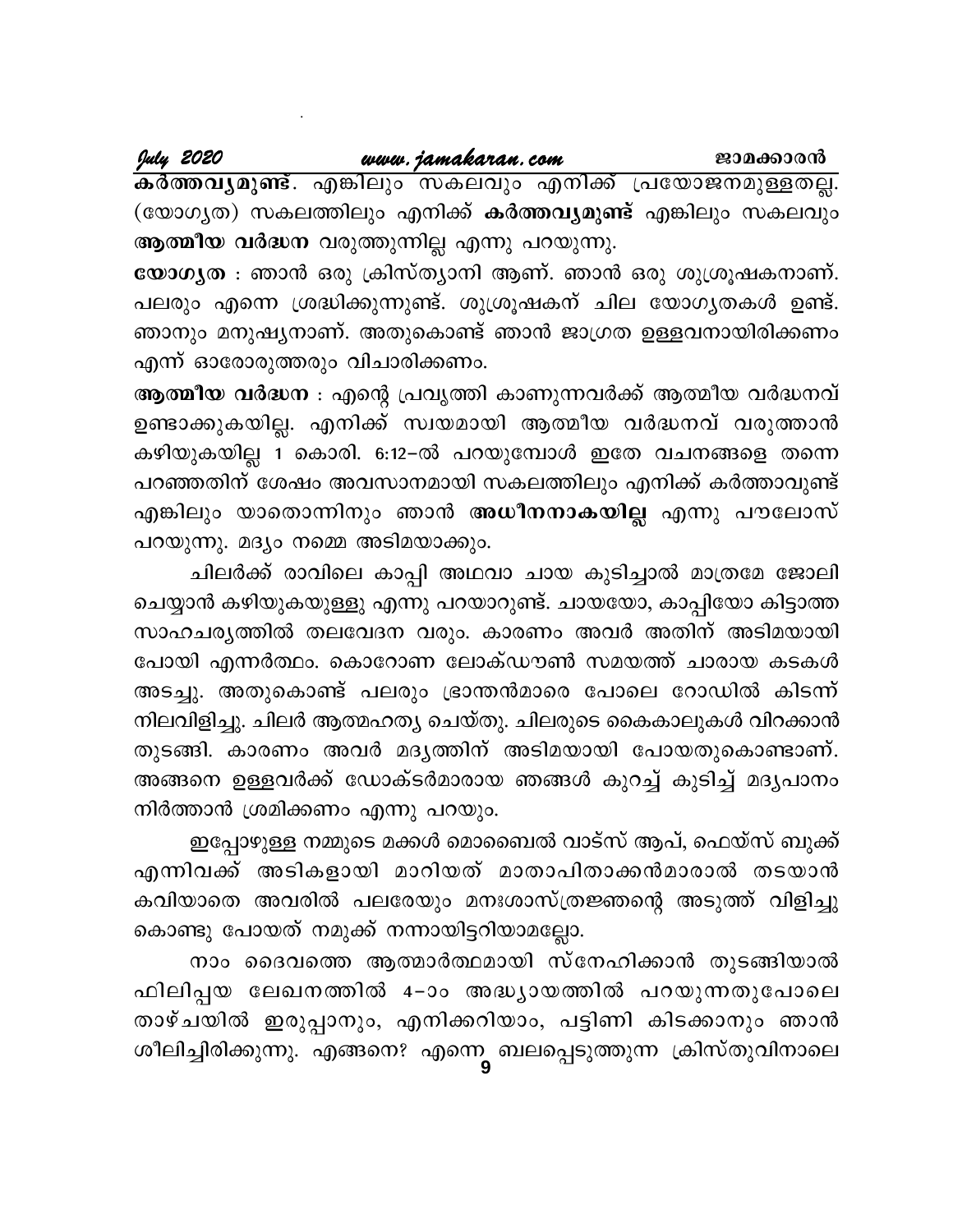**കർത്തവ്യമുണ്ട്**. എങ്കിലും സകലവും എനിക്ക് പ്രയോജനമുള്ളതല്ല. (യോഗ്യത) സകലത്തിലും എനിക്ക് **കർത്തവ്യമുണ്ട്** എങ്കിലും സകലവും **ആത്മീയ വർദ്ധന** വരുത്തുന്നില്ല എന്നു പറയുന്നു.

**യോഗ്യത** : ഞാൻ ഒരു ക്രിസ്ത്യാനി ആണ്. ഞാൻ ഒരു ശുശ്രൂഷകനാണ്. പലരും എന്നെ ശ്രദ്ധിക്കുന്നുണ്ട്. ശുശ്രൂഷകന് ചില യോഗ്യതകൾ ഉണ്ട്. ഞാനും മനുഷ്യനാണ്. അതുകൊണ്ട് ഞാൻ ജാഗ്രത ഉള്ളവനായിരിക്കണം എന്ന് ഓരോരുത്തരും വിചാരിക്കണം.

**ആത്മീയ വർദ്ധന** : എന്റെ പ്രവൃത്തി കാണുന്നവർക്ക് ആത്മീയ വർദ്ധനവ് ഉണ്ടാക്കുകയില്ല. എനിക്ക് സ്വയമായി ആത്മീയ വർദ്ധനവ് വരുത്താൻ കഴിയുകയില്ല 1 കൊരി. 6:12–ൽ പറയുമ്പോൾ ഇതേ വചനങ്ങളെ തന്നെ പറഞ്ഞതിന് ശേഷം അവസാനമായി സകലത്തിലും എനിക്ക് കർത്താവുണ്ട് എങ്കിലും യാതൊന്നിനും ഞാൻ **അധീനനാകയില്ല** എന്നു പൗലോസ് പറയുന്നു. മദ്യം നമ്മെ അടിമയാക്കും.

ചിലർക്ക് രാവിലെ കാപ്പി അഥവാ ചായ കുടിച്ചാൽ മാത്രമേ ജോലി ചെയ്യാൻ കഴിയുകയുള്ളു എന്നു പറയാറുണ്ട്. ചായയോ, കാപ്പിയോ കിട്ടാത്ത സാഹചര്യത്തിൽ തലവേദന വരും. കാരണം അവർ അതിന് അടിമയായി പോയി എന്നർത്ഥം. കൊറോണ ലോക്ഡൗൺ സമയത്ത് ചാരായ കടകൾ അടച്ചു. അതുകൊണ്ട് പലരും ഭ്രാന്തൻമാരെ പോലെ റോഡിൽ കിടന്ന് നിലവിളിച്ചു. ചിലർ ആത്മഹത്യ ചെയ്തു. ചിലരുടെ കൈകാലുകൾ വിറക്കാൻ തുടങ്ങി. കാരണം അവർ മദ്യത്തിന് അടിമയായി പോയതുകൊണ്ടാണ്. അങ്ങനെ ഉള്ളവർക്ക് ഡോക്ടർമാരായ ഞങ്ങൾ കുറച്ച് കുടിച്ച് മദ്യപാനം നിർത്താൻ ശ്രമിക്കണം എന്നു പറയും.

ഇപ്പോഴുള്ള നമ്മുടെ മക്കൾ മൊബൈൽ വാട്സ് ആപ്, ഫെയ്സ് ബുക്ക് എന്നിവക്ക് അടികളായി മാറിയത് മാതാപിതാക്കൻമാരാൽ തടയാൻ കവിയാതെ അവരിൽ പലരേയും മനഃശാസ്ത്രജ്ഞന്റെ അടുത്ത് വിളിച്ചു കൊണ്ടു പോയത് നമുക്ക് നന്നായിട്ടറിയാമല്ലോ.

നാം ദൈവത്തെ ആത്മാർത്ഥമായി സ്നേഹിക്കാൻ തുടങ്ങിയാൽ ഫിലിപ്പയ ലേഖനത്തിൽ 4–ാം അദ്ധ്യായത്തിൽ പറയുന്നതുപോലെ താഴ്ചയിൽ ഇരുപ്പാനും, എനിക്കറിയാം, പട്ടിണി കിടക്കാനും ഞാൻ ശീലിച്ചിരിക്കുന്നു. എങ്ങനെ? എന്നെ ബലപ്പെടുത്തുന്ന ക്രിസ്തുവിനാലെ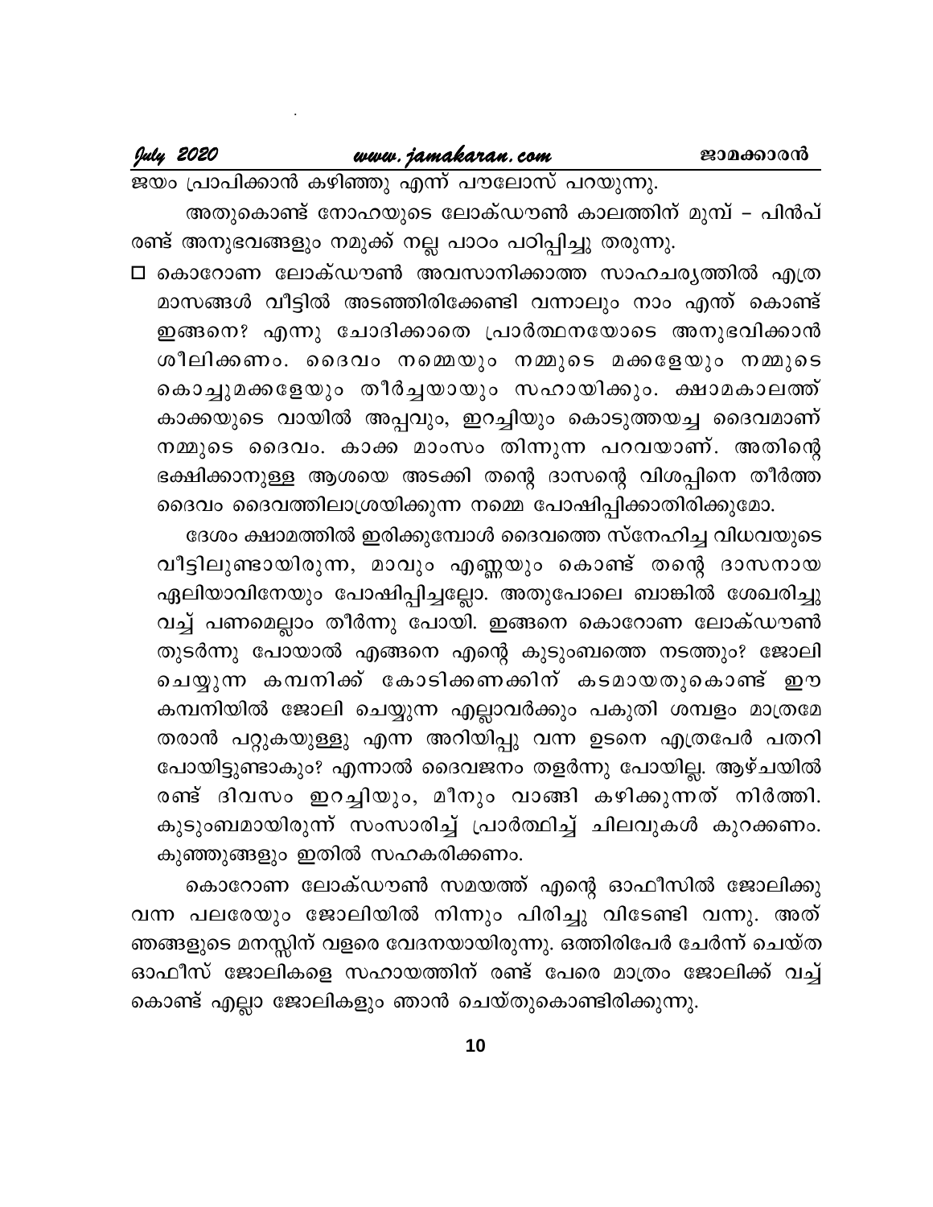ജയം പ്രാപിക്കാൻ കഴിഞ്ഞു എന്ന് പൗലോസ് പറയുന്നു.

അതുകൊണ്ട് നോഹയുടെ ലോക്ഡൗൺ കാലത്തിന് മുമ്പ് – പിൻപ് രണ്ട് അനുഭവങ്ങളും നമുക്ക് നല്ല പാഠം പഠിപ്പിച്ചു തരുന്നു.

- ☐ കൊറോണ ലോക്ഡൗൺ അവസാനിക്കാത്ത സാഹചര്യത്തിൽ എത്ര മാസങ്ങൾ വീട്ടിൽ അടഞ്ഞിരിക്കേണ്ടി വന്നാലും നാം എന്ത് കൊണ്ട് ഇങ്ങനെ? എന്നു ചോദിക്കാതെ പ്രാർത്ഥനയോടെ അനുഭവിക്കാൻ ശീലിക്കണം. ദൈവം നമ്മെയും നമ്മുടെ മക്കളേയും നമ്മുടെ കൊച്ചുമക്കളേയും തീർച്ചയായും സഹായിക്കും. ക്ഷാമകാലത്ത് കാക്കയുടെ വായിൽ അപ്പവും, ഇറച്ചിയും കൊടുത്തയച്ച ദൈവമാണ് നമ്മുടെ ദൈവം. കാക്ക മാംസം തിന്നുന്ന പറവയാണ്. അതിന്റെ ഭക്ഷിക്കാനുള്ള ആശയെ അടക്കി തന്റെ ദാസന്റെ വിശപ്പിനെ തീർത്ത ദൈവം ദൈവത്തിലാശ്രയിക്കുന്ന നമ്മെ പോഷിപ്പിക്കാതിരിക്കുമോ.

  ദേശം ക്ഷാമത്തിൽ ഇരിക്കുമ്പോൾ ദൈവത്തെ സ്നേഹിച്ച വിധവയുടെ വീട്ടിലുണ്ടായിരുന്ന, മാവും എണ്ണയും കൊണ്ട് തന്റെ ദാസനായ ഏലിയാവിനേയും പോഷിപ്പിച്ചല്ലോ. അതുപോലെ ബാങ്കിൽ ശേഖരിച്ചു വച്ച് പണമെല്ലാം തീർന്നു പോയി. ഇങ്ങനെ കൊറോണ ലോക്ഡൗൺ തുടർന്നു പോയാൽ എങ്ങനെ എന്റെ കുടുംബത്തെ നടത്തും? ജോലി ചെയ്യുന്ന കമ്പനിക്ക് കോടിക്കണക്കിന് കടമായതുകൊണ്ട് ഈ കമ്പനിയിൽ ജോലി ചെയ്യുന്ന എല്ലാവർക്കും പകുതി ശമ്പളം മാത്രമേ തരാൻ പറ്റുകയുള്ളു എന്ന അറിയിപ്പു വന്ന ഉടനെ എത്രപേർ പതറി പോയിട്ടുണ്ടാകും? എന്നാൽ ദൈവജനം തളർന്നു പോയില്ല. ആഴ്ചയിൽ രണ്ട് ദിവസം ഇറച്ചിയും, മീനും വാങ്ങി കഴിക്കുന്നത് നിർത്തി. കുടുംബമായിരുന്ന് സംസാരിച്ച് പ്രാർത്ഥിച്ച് ചിലവുകൾ കുറക്കണം. കുഞ്ഞുങ്ങളും ഇതിൽ സഹകരിക്കണം.

കൊറോണ ലോക്ഡൗൺ സമയത്ത് എന്റെ ഓഫീസിൽ ജോലിക്കു വന്ന പലരേയും ജോലിയിൽ നിന്നും പിരിച്ചു വിടേണ്ടി വന്നു. അത് ഞങ്ങളുടെ മനസ്സിന് വളരെ വേദനയായിരുന്നു. ഒത്തിരിപേർ ചേർന്ന് ചെയ്ത ഓഫീസ് ജോലികളെ സഹായത്തിന് രണ്ട് പേരെ മാത്രം ജോലിക്ക് വച്ച് കൊണ്ട് എല്ലാ ജോലികളും ഞാൻ ചെയ്തുകൊണ്ടിരിക്കുന്നു.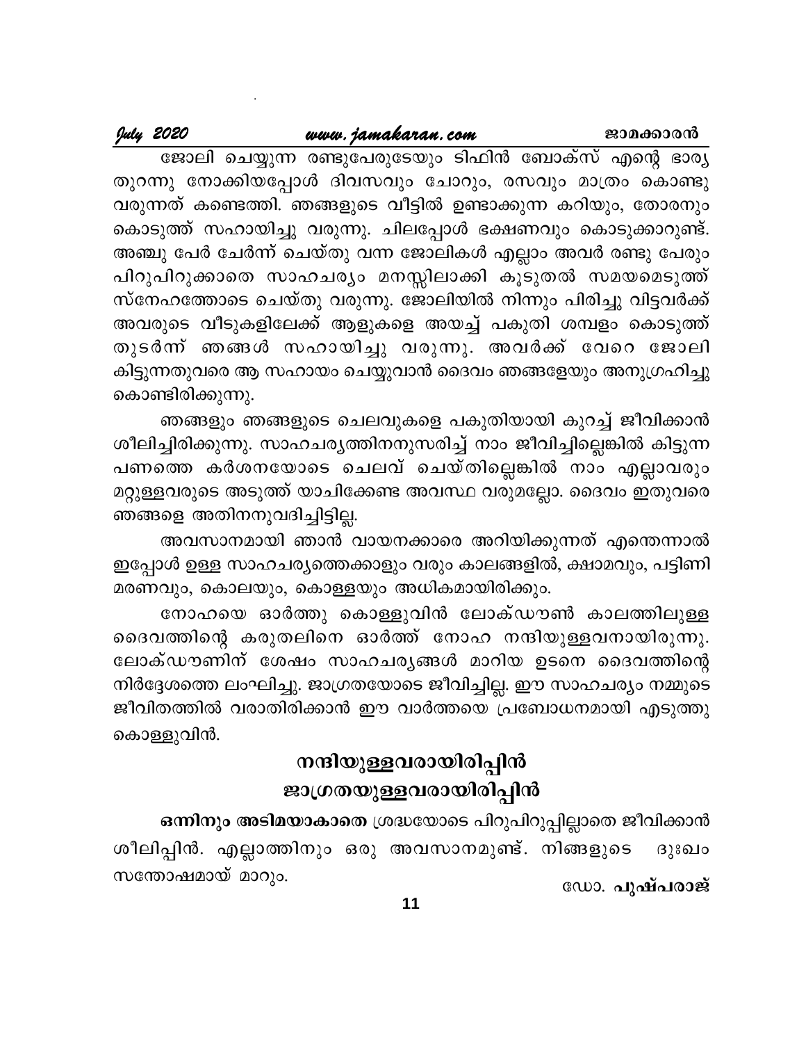ജോലി ചെയ്യുന്ന രണ്ടുപേരുടേയും ടിഫിൻ ബോക്സ് എന്റെ ഭാര്യ തുറന്നു നോക്കിയപ്പോൾ ദിവസവും ചോറും, രസവും മാത്രം കൊണ്ടു വരുന്നത് കണ്ടെത്തി. ഞങ്ങളുടെ വീട്ടിൽ ഉണ്ടാക്കുന്ന കറിയും, തോരനും കൊടുത്ത് സഹായിച്ചു വരുന്നു. ചിലപ്പോൾ ഭക്ഷണവും കൊടുക്കാറുണ്ട്. അഞ്ചു പേർ ചേർന്ന് ചെയ്തു വന്ന ജോലികൾ എല്ലാം അവർ രണ്ടു പേരും പിറുപിറുക്കാതെ സാഹചര്യം മനസ്സിലാക്കി കൂടുതൽ സമയമെടുത്ത് സ്നേഹത്തോടെ ചെയ്തു വരുന്നു. ജോലിയിൽ നിന്നും പിരിച്ചു വിട്ടവർക്ക് അവരുടെ വീടുകളിലേക്ക് ആളുകളെ അയച്ച് പകുതി ശമ്പളം കൊടുത്ത് തുടർന്ന് ഞങ്ങൾ സഹായിച്ചു വരുന്നു. അവർക്ക് വേറെ ജോലി കിട്ടുന്നതുവരെ ആ സഹായം ചെയ്യുവാൻ ദൈവം ഞങ്ങളേയും അനുഗ്രഹിച്ചു കൊണ്ടിരിക്കുന്നു.

ഞങ്ങളും ഞങ്ങളുടെ ചെലവുകളെ പകുതിയായി കുറച്ച് ജീവിക്കാൻ ശീലിച്ചിരിക്കുന്നു. സാഹചര്യത്തിനനുസരിച്ച് നാം ജീവിച്ചില്ലെങ്കിൽ കിട്ടുന്ന പണത്തെ കർശനയോടെ ചെലവ് ചെയ്തില്ലെങ്കിൽ നാം എല്ലാവരും മറ്റുള്ളവരുടെ അടുത്ത് യാചിക്കേണ്ട അവസ്ഥ വരുമല്ലോ. ദൈവം ഇതുവരെ ഞങ്ങളെ അതിനനുവദിച്ചിട്ടില്ല.

അവസാനമായി ഞാൻ വായനക്കാരെ അറിയിക്കുന്നത് എന്തെന്നാൽ ഇപ്പോൾ ഉള്ള സാഹചര്യത്തെക്കാളും വരും കാലങ്ങളിൽ, ക്ഷാമവും, പട്ടിണി മരണവും, കൊലയും, കൊള്ളയും അധികമായിരിക്കും.

നോഹയെ ഓർത്തു കൊള്ളുവിൻ ലോക്ഡൗൺ കാലത്തിലുള്ള ദൈവത്തിന്റെ കരുതലിനെ ഓർത്ത് നോഹ നന്ദിയുള്ളവനായിരുന്നു. ലോക്ഡൗണിന് ശേഷം സാഹചര്യങ്ങൾ മാറിയ ഉടനെ ദൈവത്തിന്റെ നിർദ്ദേശത്തെ ലംഘിച്ചു. ജാഗ്രതയോടെ ജീവിച്ചില്ല. ഈ സാഹചര്യം നമ്മുടെ ജീവിതത്തിൽ വരാതിരിക്കാൻ ഈ വാർത്തയെ പ്രബോധനമായി എടുത്തു കൊള്ളുവിൻ.

## നന്ദിയുള്ളവരായിരിപ്പിൻ
## ജാഗ്രതയുള്ളവരായിരിപ്പിൻ

**ഒന്നിനും അടിമയാകാതെ** ശ്രദ്ധയോടെ പിറുപിറുപ്പില്ലാതെ ജീവിക്കാൻ ശീലിപ്പിൻ. എല്ലാത്തിനും ഒരു അവസാനമുണ്ട്. നിങ്ങളുടെ ദുഃഖം സന്തോഷമായ് മാറും.

ഡോ. **പുഷ്പരാജ്**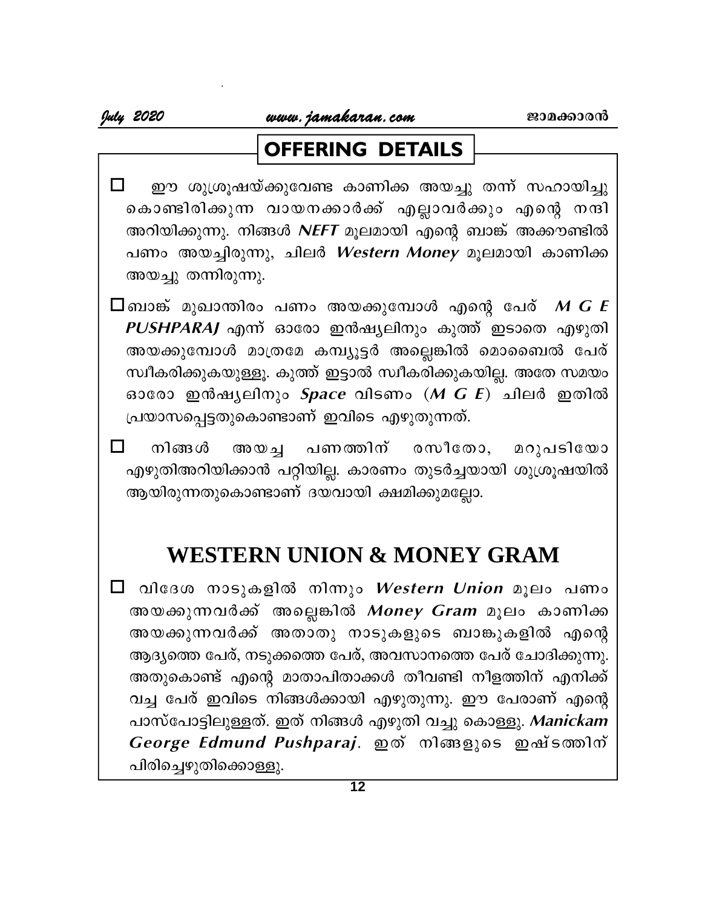## OFFERING DETAILS

- ഈ ശുശ്രൂഷയ്ക്കുവേണ്ട കാണിക്ക അയച്ചു തന്ന് സഹായിച്ചു കൊണ്ടിരിക്കുന്ന വായനക്കാർക്ക് എല്ലാവർക്കും എന്റെ നന്ദി അറിയിക്കുന്നു. നിങ്ങൾ ***NEFT*** മൂലമായി എന്റെ ബാങ്ക് അക്കൗണ്ടിൽ പണം അയച്ചിരുന്നു, ചിലർ ***Western Money*** മൂലമായി കാണിക്ക അയച്ചു തന്നിരുന്നു.

- ബാങ്ക് മുഖാന്തിരം പണം അയക്കുമ്പോൾ എന്റെ പേര് ***M G E PUSHPARAJ*** എന്ന് ഓരോ ഇൻഷ്യലിനും കുത്ത് ഇടാതെ എഴുതി അയക്കുമ്പോൾ മാത്രമേ കമ്പ്യൂട്ടർ അല്ലെങ്കിൽ മൊബൈൽ പേര് സ്വീകരിക്കുകയുള്ളൂ. കുത്ത് ഇട്ടാൽ സ്വീകരിക്കുകയില്ല. അതേ സമയം ഓരോ ഇൻഷ്യലിനും ***Space*** വിടണം (*M G E*) ചിലർ ഇതിൽ പ്രയാസപ്പെട്ടതുകൊണ്ടാണ് ഇവിടെ എഴുതുന്നത്.

- നിങ്ങൾ അയച്ച പണത്തിന് രസീതോ, മറുപടിയോ എഴുതിഅറിയിക്കാൻ പറ്റിയില്ല. കാരണം തുടർച്ചയായി ശുശ്രൂഷയിൽ ആയിരുന്നതുകൊണ്ടാണ് ദയവായി ക്ഷമിക്കുമല്ലോ.

## WESTERN UNION & MONEY GRAM

- വിദേശ നാടുകളിൽ നിന്നും ***Western Union*** മൂലം പണം അയക്കുന്നവർക്ക് അല്ലെങ്കിൽ ***Money Gram*** മൂലം കാണിക്ക അയക്കുന്നവർക്ക് അതാതു നാടുകളുടെ ബാങ്കുകളിൽ എന്റെ ആദ്യത്തെ പേര്, നടുക്കത്തെ പേര്, അവസാനത്തെ പേര് ചോദിക്കുന്നു. അതുകൊണ്ട് എന്റെ മാതാപിതാക്കൾ തീവണ്ടി നീളത്തിന് എനിക്ക് വച്ച പേര് ഇവിടെ നിങ്ങൾക്കായി എഴുതുന്നു. ഈ പേരാണ് എന്റെ പാസ്പോട്ടിലുള്ളത്. ഇത് നിങ്ങൾ എഴുതി വച്ചു കൊള്ളു. ***Manickam George Edmund Pushparaj***. ഇത് നിങ്ങളുടെ ഇഷ്ടത്തിന് പിരിച്ചെഴുതിക്കൊള്ളു.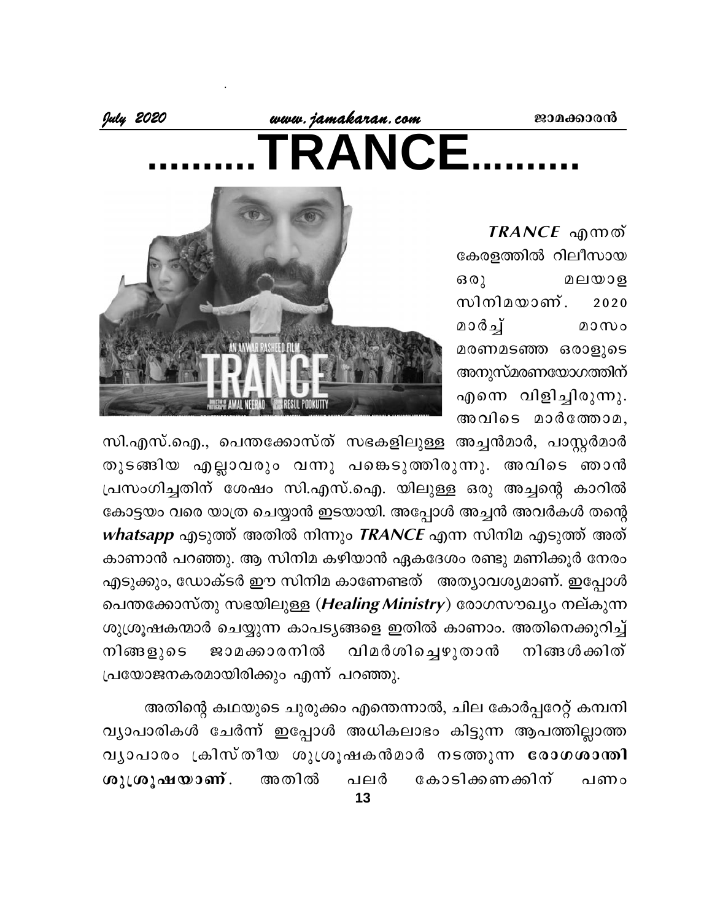# ..........TRANCE..........

***TRANCE*** എന്നത് കേരളത്തിൽ റിലീസായ ഒരു മലയാള സിനിമയാണ്. 2020 മാർച്ച് മാസം മരണമടഞ്ഞ ഒരാളുടെ അനുസ്മരണയോഗത്തിന് എന്നെ വിളിച്ചിരുന്നു. അവിടെ മാർത്തോമ, സി.എസ്.ഐ., പെന്തക്കോസ്ത് സഭകളിലുള്ള അച്ചൻമാർ, പാസ്റ്റർമാർ തുടങ്ങിയ എല്ലാവരും വന്നു പങ്കെടുത്തിരുന്നു. അവിടെ ഞാൻ പ്രസംഗിച്ചതിന് ശേഷം സി.എസ്.ഐ. യിലുള്ള ഒരു അച്ചന്റെ കാറിൽ കോട്ടയം വരെ യാത്ര ചെയ്യാൻ ഇടയായി. അപ്പോൾ അച്ചൻ അവർകൾ തന്റെ ***whatsapp*** എടുത്ത് അതിൽ നിന്നും ***TRANCE*** എന്ന സിനിമ എടുത്ത് അത് കാണാൻ പറഞ്ഞു. ആ സിനിമ കഴിയാൻ ഏകദേശം രണ്ടു മണിക്കൂർ നേരം എടുക്കും, ഡോക്ടർ ഈ സിനിമ കാണേണ്ടത് അത്യാവശ്യമാണ്. ഇപ്പോൾ പെന്തക്കോസ്തു സഭയിലുള്ള (***Healing Ministry***) രോഗസൗഖ്യം നല്കുന്ന ശുശ്രൂഷകന്മാർ ചെയ്യുന്ന കാപട്യങ്ങളെ ഇതിൽ കാണാം. അതിനെക്കുറിച്ച് നിങ്ങളുടെ ജാമക്കാരനിൽ വിമർശിച്ചെഴുതാൻ നിങ്ങൾക്കിത് പ്രയോജനകരമായിരിക്കും എന്ന് പറഞ്ഞു.

അതിന്റെ കഥയുടെ ചുരുക്കം എന്തെന്നാൽ, ചില കോർപ്പറേറ്റ് കമ്പനി വ്യാപാരികൾ ചേർന്ന് ഇപ്പോൾ അധികലാഭം കിട്ടുന്ന ആപത്തില്ലാത്ത വ്യാപാരം ക്രിസ്തീയ ശുശ്രൂഷകൻമാർ നടത്തുന്ന **രോഗശാന്തി ശുശ്രൂഷയാണ്**. അതിൽ പലർ കോടിക്കണക്കിന് പണം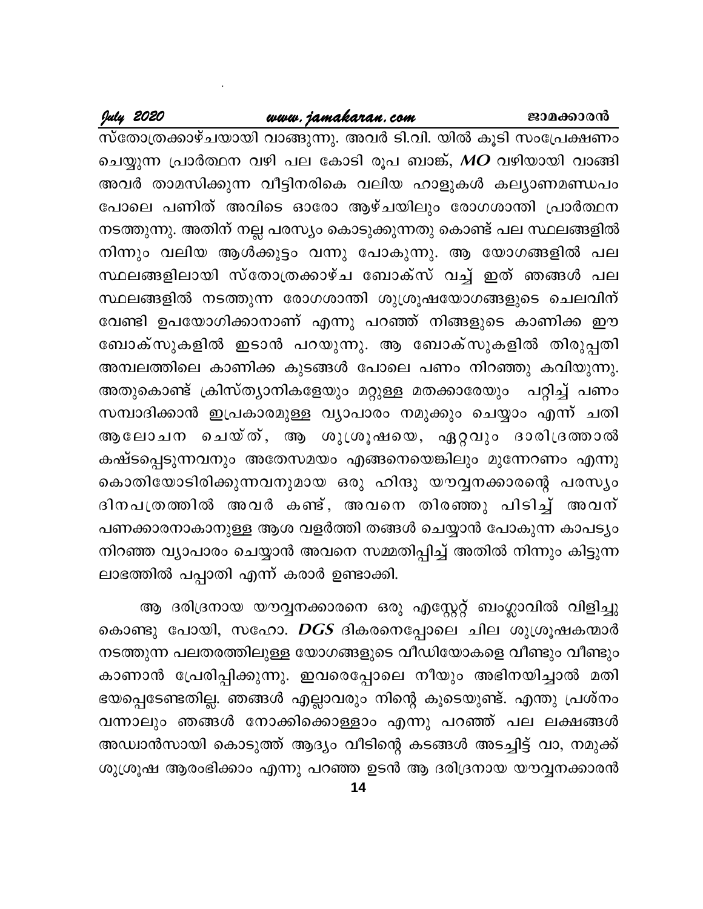സ്തോത്രക്കാഴ്ചയായി വാങ്ങുന്നു. അവർ ടി.വി. യിൽ കൂടി സംപ്രേക്ഷണം ചെയ്യുന്ന പ്രാർത്ഥന വഴി പല കോടി രൂപ ബാങ്ക്, ***MO*** വഴിയായി വാങ്ങി അവർ താമസിക്കുന്ന വീട്ടിനരികെ വലിയ ഹാളുകൾ കല്യാണമണ്ഡപം പോലെ പണിത് അവിടെ ഓരോ ആഴ്ചയിലും രോഗശാന്തി പ്രാർത്ഥന നടത്തുന്നു. അതിന് നല്ല പരസ്യം കൊടുക്കുന്നതു കൊണ്ട് പല സ്ഥലങ്ങളിൽ നിന്നും വലിയ ആൾക്കൂട്ടം വന്നു പോകുന്നു. ആ യോഗങ്ങളിൽ പല സ്ഥലങ്ങളിലായി സ്തോത്രക്കാഴ്ച ബോക്സ് വച്ച് ഇത് ഞങ്ങൾ പല സ്ഥലങ്ങളിൽ നടത്തുന്ന രോഗശാന്തി ശുശ്രൂഷയോഗങ്ങളുടെ ചെലവിന് വേണ്ടി ഉപയോഗിക്കാനാണ് എന്നു പറഞ്ഞ് നിങ്ങളുടെ കാണിക്ക ഈ ബോക്സുകളിൽ ഇടാൻ പറയുന്നു. ആ ബോക്സുകളിൽ തിരുപ്പതി അമ്പലത്തിലെ കാണിക്ക കുടങ്ങൾ പോലെ പണം നിറഞ്ഞു കവിയുന്നു. അതുകൊണ്ട് ക്രിസ്ത്യാനികളേയും മറ്റുള്ള മതക്കാരേയും പറ്റിച്ച് പണം സമ്പാദിക്കാൻ ഇപ്രകാരമുള്ള വ്യാപാരം നമുക്കും ചെയ്യാം എന്ന് ചതി ആലോചന ചെയ്ത്, ആ ശുശ്രൂഷയെ, ഏറ്റവും ദാരിദ്രത്താൽ കഷ്ടപ്പെടുന്നവനും അതേസമയം എങ്ങനെയെങ്കിലും മുന്നേറണം എന്നു കൊതിയോടിരിക്കുന്നവനുമായ ഒരു ഹിന്ദു യൗവ്വനക്കാരന്റെ പരസ്യം ദിനപത്രത്തിൽ അവർ കണ്ട്, അവനെ തിരഞ്ഞു പിടിച്ച് അവന് പണക്കാരനാകാനുള്ള ആശ വളർത്തി തങ്ങൾ ചെയ്യാൻ പോകുന്ന കാപട്യം നിറഞ്ഞ വ്യാപാരം ചെയ്യാൻ അവനെ സമ്മതിപ്പിച്ച് അതിൽ നിന്നും കിട്ടുന്ന ലാഭത്തിൽ പപ്പാതി എന്ന് കരാർ ഉണ്ടാക്കി.

ആ ദരിദ്രനായ യൗവ്വനക്കാരനെ ഒരു എസ്റ്റേറ്റ് ബംഗ്ലാവിൽ വിളിച്ചു കൊണ്ടു പോയി, സഹോ. ***DGS*** ദികരനെപ്പോലെ ചില ശുശ്രൂഷകന്മാർ നടത്തുന്ന പലതരത്തിലുള്ള യോഗങ്ങളുടെ വീഡിയോകളെ വീണ്ടും വീണ്ടും കാണാൻ പ്രേരിപ്പിക്കുന്നു. ഇവരെപ്പോലെ നീയും അഭിനയിച്ചാൽ മതി ഭയപ്പെടേണ്ടതില്ല. ഞങ്ങൾ എല്ലാവരും നിന്റെ കൂടെയുണ്ട്. എന്തു പ്രശ്നം വന്നാലും ഞങ്ങൾ നോക്കിക്കൊള്ളാം എന്നു പറഞ്ഞ് പല ലക്ഷങ്ങൾ അഡ്വാൻസായി കൊടുത്ത് ആദ്യം വീടിന്റെ കടങ്ങൾ അടച്ചിട്ട് വാ, നമുക്ക് ശുശ്രൂഷ ആരംഭിക്കാം എന്നു പറഞ്ഞ ഉടൻ ആ ദരിദ്രനായ യൗവ്വനക്കാരൻ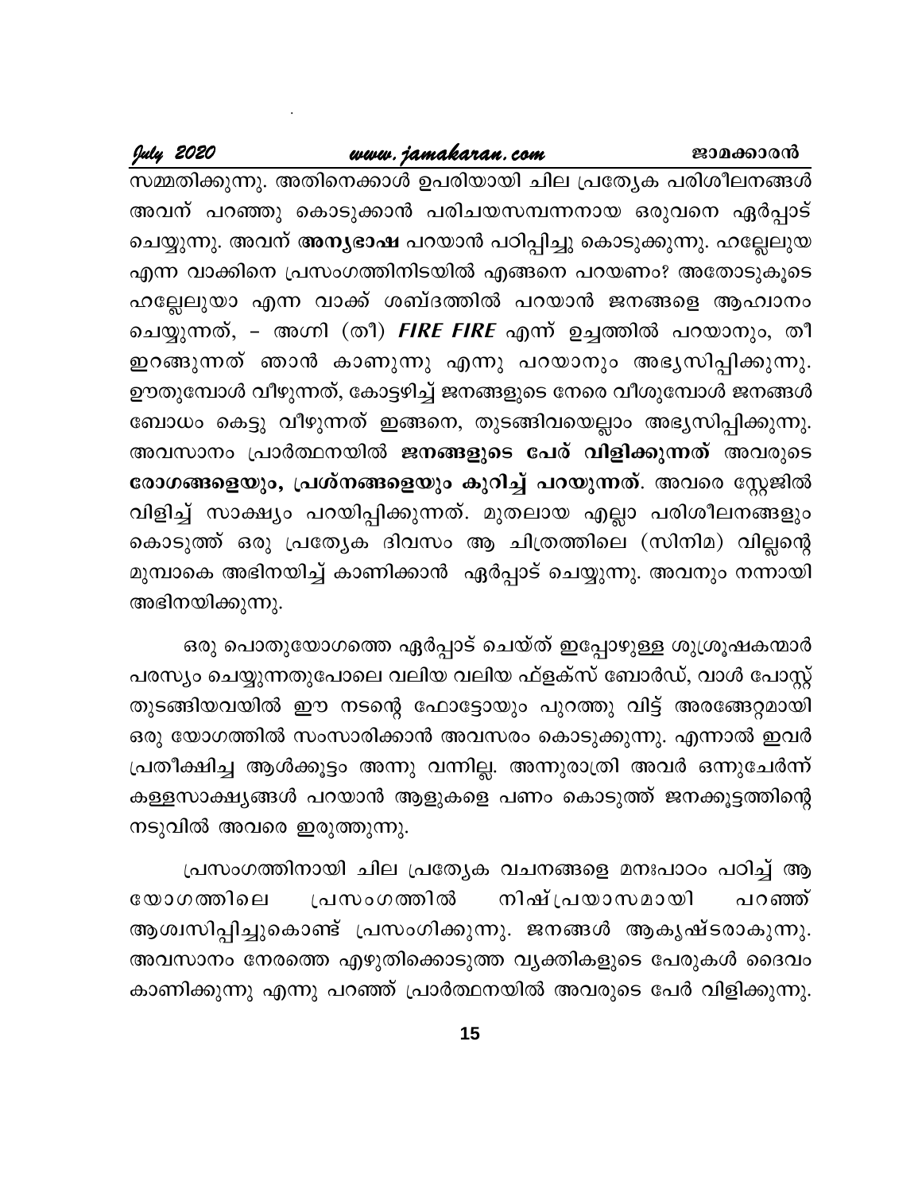സമ്മതിക്കുന്നു. അതിനെക്കാൾ ഉപരിയായി ചില പ്രത്യേക പരിശീലനങ്ങൾ അവന് പറഞ്ഞു കൊടുക്കാൻ പരിചയസമ്പന്നനായ ഒരുവനെ ഏർപ്പാട് ചെയ്യുന്നു. അവന് **അന്യഭാഷ** പറയാൻ പഠിപ്പിച്ചു കൊടുക്കുന്നു. ഹല്ലേലുയ എന്ന വാക്കിനെ പ്രസംഗത്തിനിടയിൽ എങ്ങനെ പറയണം? അതോടുകൂടെ ഹല്ലേലുയാ എന്ന വാക്ക് ശബ്ദത്തിൽ പറയാൻ ജനങ്ങളെ ആഹ്വാനം ചെയ്യുന്നത്, – അഗ്നി (തീ) ***FIRE FIRE*** എന്ന് ഉച്ചത്തിൽ പറയാനും, തീ ഇറങ്ങുന്നത് ഞാൻ കാണുന്നു എന്നു പറയാനും അഭ്യസിപ്പിക്കുന്നു. ഊതുമ്പോൾ വീഴുന്നത്, കോട്ടഴിച്ച് ജനങ്ങളുടെ നേരെ വീശുമ്പോൾ ജനങ്ങൾ ബോധം കെട്ടു വീഴുന്നത് ഇങ്ങനെ, തുടങ്ങിവയെല്ലാം അഭ്യസിപ്പിക്കുന്നു. അവസാനം പ്രാർത്ഥനയിൽ **ജനങ്ങളുടെ പേര് വിളിക്കുന്നത്** അവരുടെ **രോഗങ്ങളെയും, പ്രശ്നങ്ങളെയും കുറിച്ച് പറയുന്നത്**. അവരെ സ്റ്റേജിൽ വിളിച്ച് സാക്ഷ്യം പറയിപ്പിക്കുന്നത്. മുതലായ എല്ലാ പരിശീലനങ്ങളും കൊടുത്ത് ഒരു പ്രത്യേക ദിവസം ആ ചിത്രത്തിലെ (സിനിമ) വില്ലന്റെ മുമ്പാകെ അഭിനയിച്ച് കാണിക്കാൻ ഏർപ്പാട് ചെയ്യുന്നു. അവനും നന്നായി അഭിനയിക്കുന്നു.

ഒരു പൊതുയോഗത്തെ ഏർപ്പാട് ചെയ്ത് ഇപ്പോഴുള്ള ശുശ്രൂഷകന്മാർ പരസ്യം ചെയ്യുന്നതുപോലെ വലിയ വലിയ ഫ്ളക്സ് ബോർഡ്, വാൾ പോസ്റ്റ് തുടങ്ങിയവയിൽ ഈ നടന്റെ ഫോട്ടോയും പുറത്തു വിട്ട് അരങ്ങേറ്റമായി ഒരു യോഗത്തിൽ സംസാരിക്കാൻ അവസരം കൊടുക്കുന്നു. എന്നാൽ ഇവർ പ്രതീക്ഷിച്ച ആൾക്കൂട്ടം അന്നു വന്നില്ല. അന്നുരാത്രി അവർ ഒന്നുചേർന്ന് കള്ളസാക്ഷ്യങ്ങൾ പറയാൻ ആളുകളെ പണം കൊടുത്ത് ജനക്കൂട്ടത്തിന്റെ നടുവിൽ അവരെ ഇരുത്തുന്നു.

പ്രസംഗത്തിനായി ചില പ്രത്യേക വചനങ്ങളെ മനഃപാഠം പഠിച്ച് ആ യോഗത്തിലെ പ്രസംഗത്തിൽ നിഷ്പ്രയാസമായി പറഞ്ഞ് ആശ്വസിപ്പിച്ചുകൊണ്ട് പ്രസംഗിക്കുന്നു. ജനങ്ങൾ ആകൃഷ്ടരാകുന്നു. അവസാനം നേരത്തെ എഴുതിക്കൊടുത്ത വ്യക്തികളുടെ പേരുകൾ ദൈവം കാണിക്കുന്നു എന്നു പറഞ്ഞ് പ്രാർത്ഥനയിൽ അവരുടെ പേർ വിളിക്കുന്നു.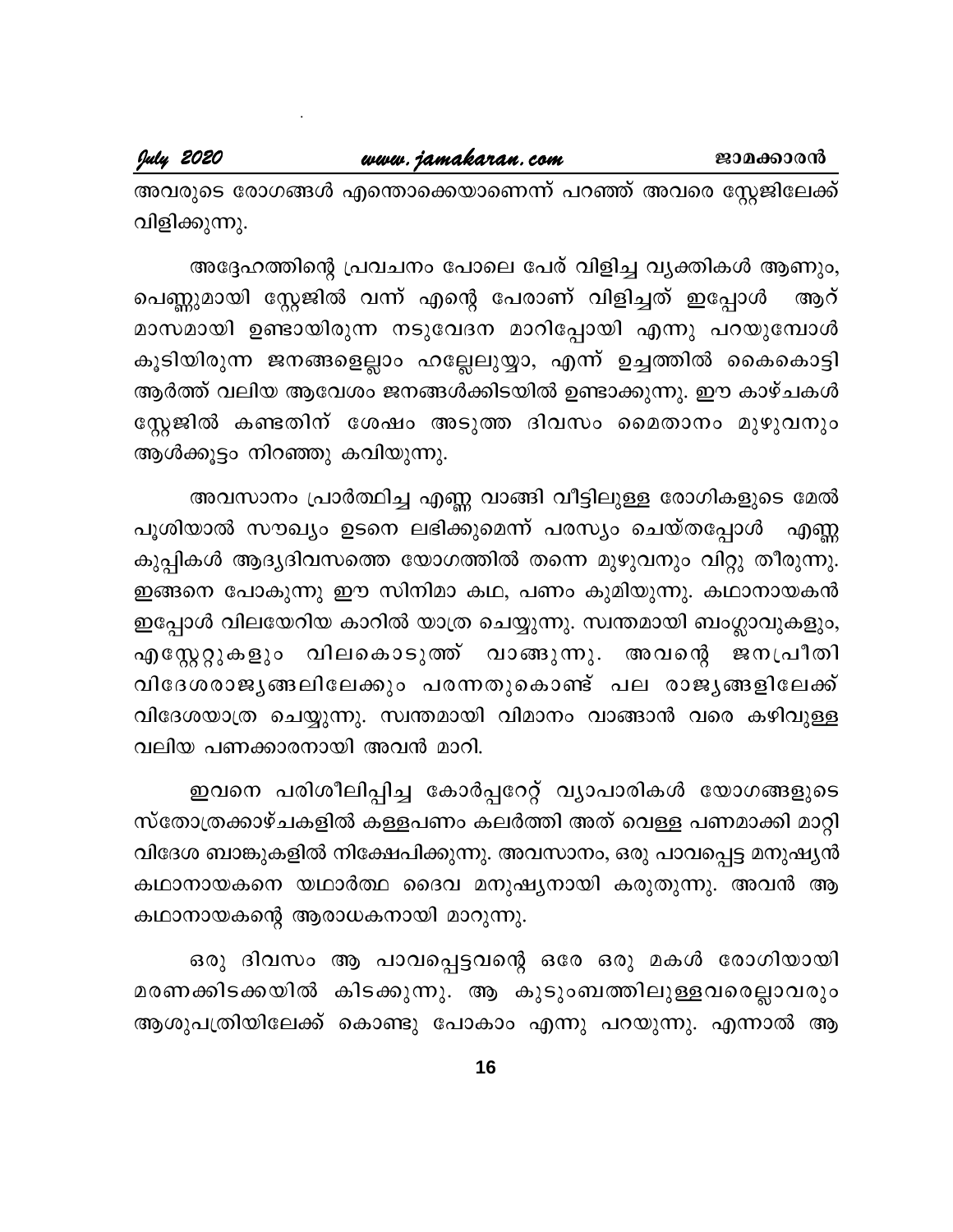അവരുടെ രോഗങ്ങൾ എന്തൊക്കെയാണെന്ന് പറഞ്ഞ് അവരെ സ്റ്റേജിലേക്ക് വിളിക്കുന്നു.

അദ്ദേഹത്തിന്റെ പ്രവചനം പോലെ പേര് വിളിച്ച വ്യക്തികൾ ആണും, പെണ്ണുമായി സ്റ്റേജിൽ വന്ന് എന്റെ പേരാണ് വിളിച്ചത് ഇപ്പോൾ ആറ് മാസമായി ഉണ്ടായിരുന്ന നടുവേദന മാറിപ്പോയി എന്നു പറയുമ്പോൾ കൂടിയിരുന്ന ജനങ്ങളെല്ലാം ഹല്ലേലുയ്യാ, എന്ന് ഉച്ചത്തിൽ കൈകൊട്ടി ആർത്ത് വലിയ ആവേശം ജനങ്ങൾക്കിടയിൽ ഉണ്ടാക്കുന്നു. ഈ കാഴ്ചകൾ സ്റ്റേജിൽ കണ്ടതിന് ശേഷം അടുത്ത ദിവസം മൈതാനം മുഴുവനും ആൾക്കൂട്ടം നിറഞ്ഞു കവിയുന്നു.

അവസാനം പ്രാർത്ഥിച്ച എണ്ണ വാങ്ങി വീട്ടിലുള്ള രോഗികളുടെ മേൽ പൂശിയാൽ സൗഖ്യം ഉടനെ ലഭിക്കുമെന്ന് പരസ്യം ചെയ്തപ്പോൾ എണ്ണ കുപ്പികൾ ആദ്യദിവസത്തെ യോഗത്തിൽ തന്നെ മുഴുവനും വിറ്റു തീരുന്നു. ഇങ്ങനെ പോകുന്നു ഈ സിനിമാ കഥ, പണം കുമിയുന്നു. കഥാനായകൻ ഇപ്പോൾ വിലയേറിയ കാറിൽ യാത്ര ചെയ്യുന്നു. സ്വന്തമായി ബംഗ്ലാവുകളും, എസ്റ്റേറ്റുകളും വിലകൊടുത്ത് വാങ്ങുന്നു. അവന്റെ ജനപ്രീതി വിദേശരാജ്യങ്ങലിലേക്കും പരന്നതുകൊണ്ട് പല രാജ്യങ്ങളിലേക്ക് വിദേശയാത്ര ചെയ്യുന്നു. സ്വന്തമായി വിമാനം വാങ്ങാൻ വരെ കഴിവുള്ള വലിയ പണക്കാരനായി അവൻ മാറി.

ഇവനെ പരിശീലിപ്പിച്ച കോർപ്പറേറ്റ് വ്യാപാരികൾ യോഗങ്ങളുടെ സ്തോത്രക്കാഴ്ചകളിൽ കള്ളപണം കലർത്തി അത് വെള്ള പണമാക്കി മാറ്റി വിദേശ ബാങ്കുകളിൽ നിക്ഷേപിക്കുന്നു. അവസാനം, ഒരു പാവപ്പെട്ട മനുഷ്യൻ കഥാനായകനെ യഥാർത്ഥ ദൈവ മനുഷ്യനായി കരുതുന്നു. അവൻ ആ കഥാനായകന്റെ ആരാധകനായി മാറുന്നു.

ഒരു ദിവസം ആ പാവപ്പെട്ടവന്റെ ഒരേ ഒരു മകൾ രോഗിയായി മരണക്കിടക്കയിൽ കിടക്കുന്നു. ആ കുടുംബത്തിലുള്ളവരെല്ലാവരും ആശുപത്രിയിലേക്ക് കൊണ്ടു പോകാം എന്നു പറയുന്നു. എന്നാൽ ആ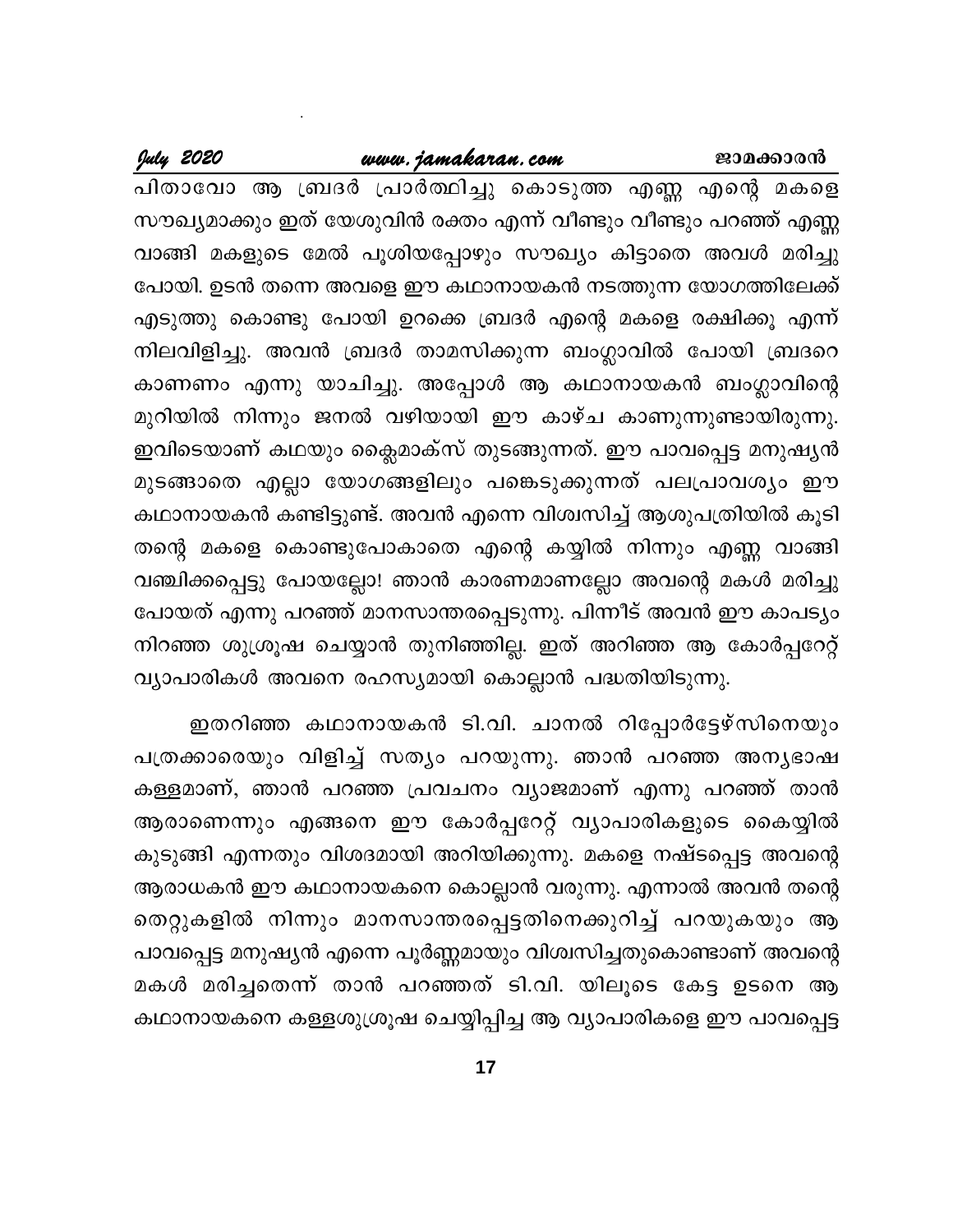പിതാവോ ആ ബ്രദർ പ്രാർത്ഥിച്ചു കൊടുത്ത എണ്ണ എന്റെ മകളെ സൗഖ്യമാക്കും ഇത് യേശുവിൻ രക്തം എന്ന് വീണ്ടും വീണ്ടും പറഞ്ഞ് എണ്ണ വാങ്ങി മകളുടെ മേൽ പൂശിയപ്പോഴും സൗഖ്യം കിട്ടാതെ അവൾ മരിച്ചു പോയി. ഉടൻ തന്നെ അവളെ ഈ കഥാനായകൻ നടത്തുന്ന യോഗത്തിലേക്ക് എടുത്തു കൊണ്ടു പോയി ഉറക്കെ ബ്രദർ എന്റെ മകളെ രക്ഷിക്കൂ എന്ന് നിലവിളിച്ചു. അവൻ ബ്രദർ താമസിക്കുന്ന ബംഗ്ലാവിൽ പോയി ബ്രദറെ കാണണം എന്നു യാചിച്ചു. അപ്പോൾ ആ കഥാനായകൻ ബംഗ്ലാവിന്റെ മുറിയിൽ നിന്നും ജനൽ വഴിയായി ഈ കാഴ്ച കാണുന്നുണ്ടായിരുന്നു. ഇവിടെയാണ് കഥയും ക്ലൈമാക്സ് തുടങ്ങുന്നത്. ഈ പാവപ്പെട്ട മനുഷ്യൻ മുടങ്ങാതെ എല്ലാ യോഗങ്ങളിലും പങ്കെടുക്കുന്നത് പലപ്രാവശ്യം ഈ കഥാനായകൻ കണ്ടിട്ടുണ്ട്. അവൻ എന്നെ വിശ്വസിച്ച് ആശുപത്രിയിൽ കൂടി തന്റെ മകളെ കൊണ്ടുപോകാതെ എന്റെ കയ്യിൽ നിന്നും എണ്ണ വാങ്ങി വഞ്ചിക്കപ്പെട്ടു പോയല്ലോ! ഞാൻ കാരണമാണല്ലോ അവന്റെ മകൾ മരിച്ചു പോയത് എന്നു പറഞ്ഞ് മാനസാന്തരപ്പെടുന്നു. പിന്നീട് അവൻ ഈ കാപട്യം നിറഞ്ഞ ശുശ്രൂഷ ചെയ്യാൻ തുനിഞ്ഞില്ല. ഇത് അറിഞ്ഞ ആ കോർപ്പറേറ്റ് വ്യാപാരികൾ അവനെ രഹസ്യമായി കൊല്ലാൻ പദ്ധതിയിടുന്നു.

ഇതറിഞ്ഞ കഥാനായകൻ ടി.വി. ചാനൽ റിപ്പോർട്ടേഴ്സിനെയും പത്രക്കാരെയും വിളിച്ച് സത്യം പറയുന്നു. ഞാൻ പറഞ്ഞ അന്യഭാഷ കള്ളമാണ്, ഞാൻ പറഞ്ഞ പ്രവചനം വ്യാജമാണ് എന്നു പറഞ്ഞ് താൻ ആരാണെന്നും എങ്ങനെ ഈ കോർപ്പറേറ്റ് വ്യാപാരികളുടെ കൈയ്യിൽ കുടുങ്ങി എന്നതും വിശദമായി അറിയിക്കുന്നു. മകളെ നഷ്ടപ്പെട്ട അവന്റെ ആരാധകൻ ഈ കഥാനായകനെ കൊല്ലാൻ വരുന്നു. എന്നാൽ അവൻ തന്റെ തെറ്റുകളിൽ നിന്നും മാനസാന്തരപ്പെട്ടതിനെക്കുറിച്ച് പറയുകയും ആ പാവപ്പെട്ട മനുഷ്യൻ എന്നെ പൂർണ്ണമായും വിശ്വസിച്ചതുകൊണ്ടാണ് അവന്റെ മകൾ മരിച്ചതെന്ന് താൻ പറഞ്ഞത് ടി.വി. യിലൂടെ കേട്ട ഉടനെ ആ കഥാനായകനെ കള്ളശുശ്രൂഷ ചെയ്യിപ്പിച്ച ആ വ്യാപാരികളെ ഈ പാവപ്പെട്ട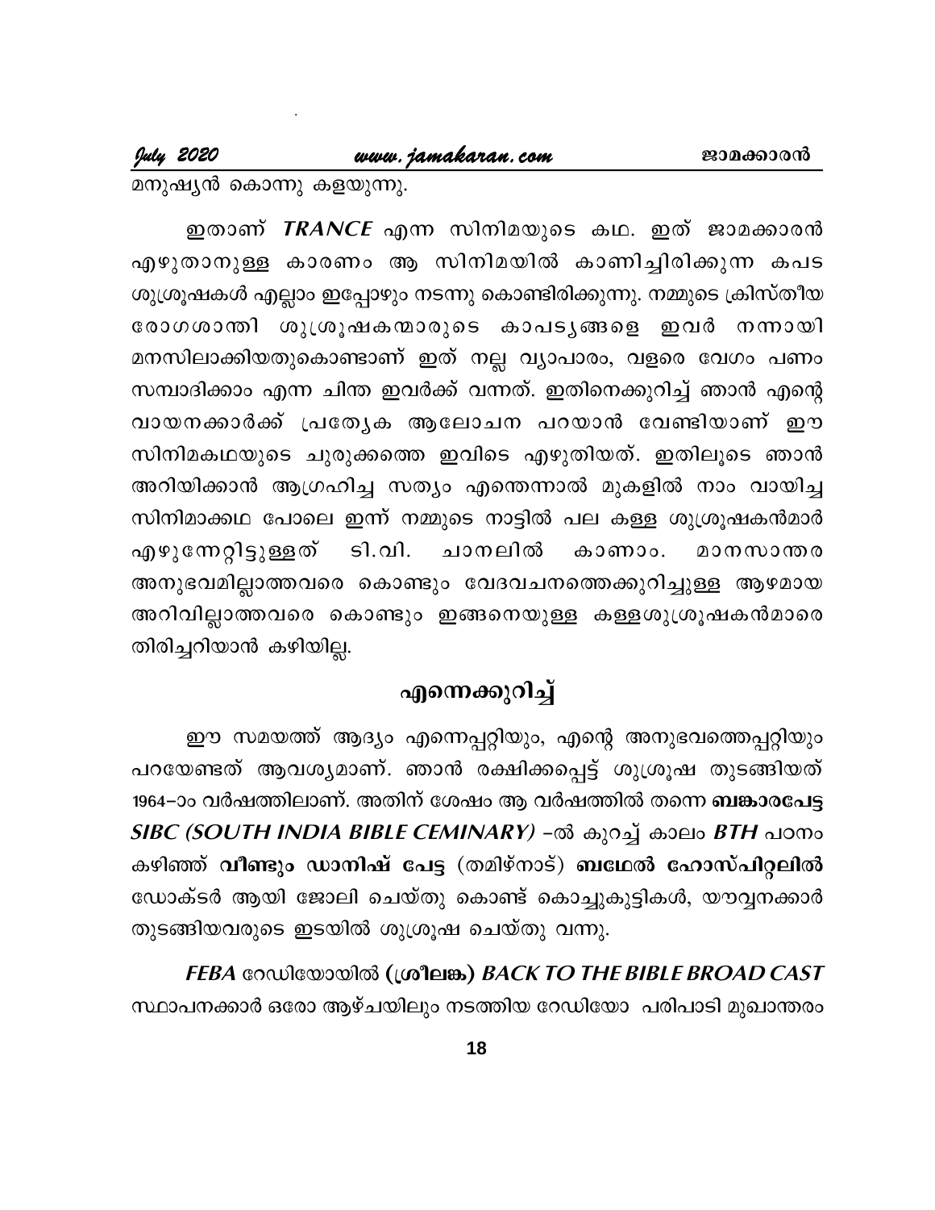മനുഷ്യൻ കൊന്നു കളയുന്നു.

ഇതാണ് ***TRANCE*** എന്ന സിനിമയുടെ കഥ. ഇത് ജാമക്കാരൻ എഴുതാനുള്ള കാരണം ആ സിനിമയിൽ കാണിച്ചിരിക്കുന്ന കപട ശുശ്രൂഷകൾ എല്ലാം ഇപ്പോഴും നടന്നു കൊണ്ടിരിക്കുന്നു. നമ്മുടെ ക്രിസ്തീയ രോഗശാന്തി ശുശ്രൂഷകന്മാരുടെ കാപട്യങ്ങളെ ഇവർ നന്നായി മനസിലാക്കിയതുകൊണ്ടാണ് ഇത് നല്ല വ്യാപാരം, വളരെ വേഗം പണം സമ്പാദിക്കാം എന്ന ചിന്ത ഇവർക്ക് വന്നത്. ഇതിനെക്കുറിച്ച് ഞാൻ എന്റെ വായനക്കാർക്ക് പ്രത്യേക ആലോചന പറയാൻ വേണ്ടിയാണ് ഈ സിനിമകഥയുടെ ചുരുക്കത്തെ ഇവിടെ എഴുതിയത്. ഇതിലൂടെ ഞാൻ അറിയിക്കാൻ ആഗ്രഹിച്ച സത്യം എന്തെന്നാൽ മുകളിൽ നാം വായിച്ച സിനിമാക്കഥ പോലെ ഇന്ന് നമ്മുടെ നാട്ടിൽ പല കള്ള ശുശ്രൂഷകൻമാർ എഴുന്നേറ്റിട്ടുള്ളത് ടി.വി. ചാനലിൽ കാണാം. മാനസാന്തര അനുഭവമില്ലാത്തവരെ കൊണ്ടും വേദവചനത്തെക്കുറിച്ചുള്ള ആഴമായ അറിവില്ലാത്തവരെ കൊണ്ടും ഇങ്ങനെയുള്ള കള്ളശുശ്രൂഷകൻമാരെ തിരിച്ചറിയാൻ കഴിയില്ല.

## എന്നെക്കുറിച്ച്

ഈ സമയത്ത് ആദ്യം എന്നെപ്പറ്റിയും, എന്റെ അനുഭവത്തെപ്പറ്റിയും പറയേണ്ടത് ആവശ്യമാണ്. ഞാൻ രക്ഷിക്കപ്പെട്ട് ശുശ്രൂഷ തുടങ്ങിയത് 1964–ാം വർഷത്തിലാണ്. അതിന് ശേഷം ആ വർഷത്തിൽ തന്നെ **ബങ്കാരപേട്ട** ***SIBC (SOUTH INDIA BIBLE CEMINARY)*** -ൽ കുറച്ച് കാലം ***BTH*** പഠനം കഴിഞ്ഞ് **വീണ്ടും ഡാനിഷ് പേട്ട** (തമിഴ്നാട്) **ബഥേൽ ഹോസ്പിറ്റലിൽ** ഡോക്ടർ ആയി ജോലി ചെയ്തു കൊണ്ട് കൊച്ചുകുട്ടികൾ, യൗവ്വനക്കാർ തുടങ്ങിയവരുടെ ഇടയിൽ ശുശ്രൂഷ ചെയ്തു വന്നു.

***FEBA*** റേഡിയോയിൽ **(ശ്രീലങ്ക)** ***BACK TO THE BIBLE BROAD CAST*** സ്ഥാപനക്കാർ ഒരോ ആഴ്ചയിലും നടത്തിയ റേഡിയോ പരിപാടി മുഖാന്തരം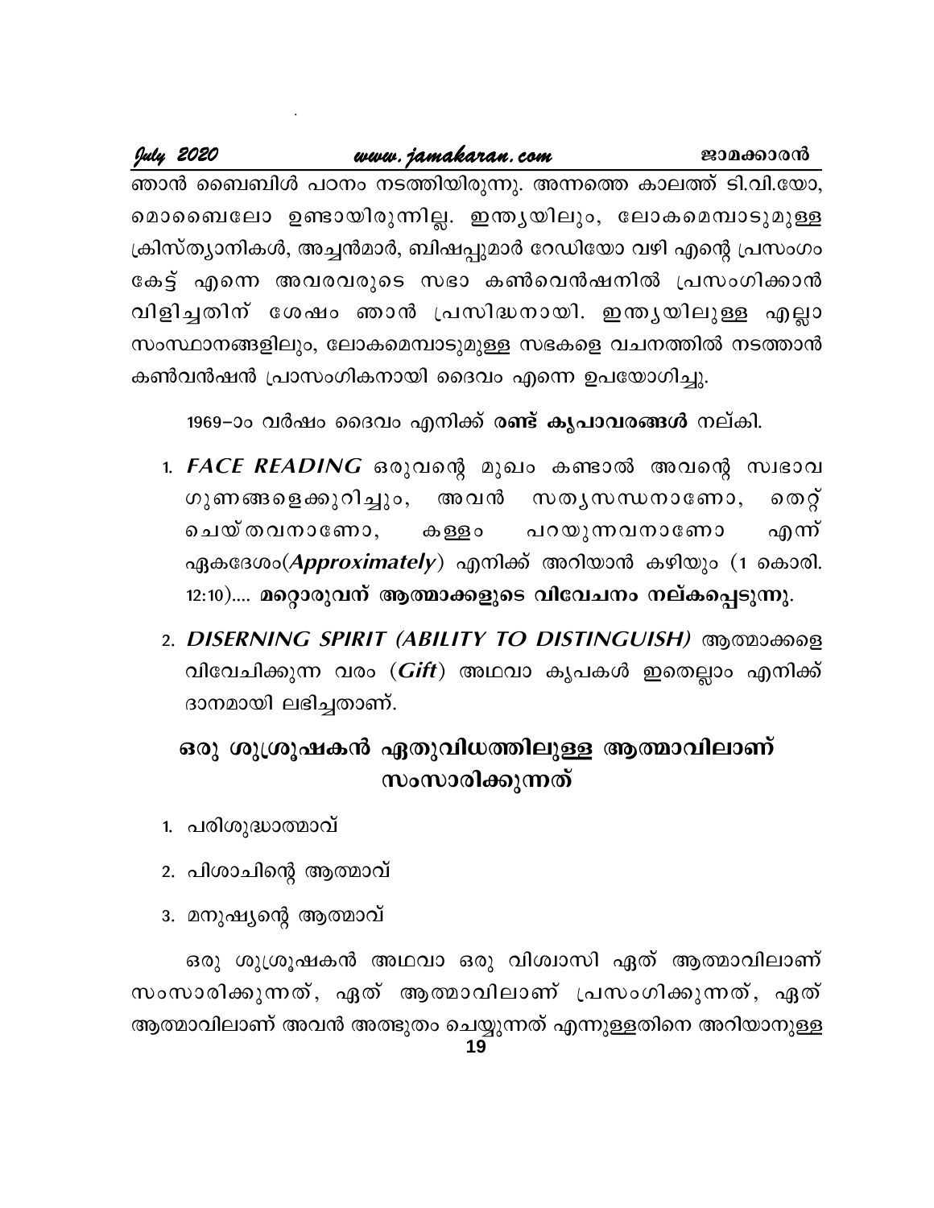ഞാൻ ബൈബിൾ പഠനം നടത്തിയിരുന്നു. അന്നത്തെ കാലത്ത് ടി.വി.യോ, മൊബൈലോ ഉണ്ടായിരുന്നില്ല. ഇന്ത്യയിലും, ലോകമെമ്പാടുമുള്ള ക്രിസ്ത്യാനികൾ, അച്ചൻമാർ, ബിഷപ്പുമാർ റേഡിയോ വഴി എന്റെ പ്രസംഗം കേട്ട് എന്നെ അവരവരുടെ സഭാ കൺവെൻഷനിൽ പ്രസംഗിക്കാൻ വിളിച്ചതിന് ശേഷം ഞാൻ പ്രസിദ്ധനായി. ഇന്ത്യയിലുള്ള എല്ലാ സംസ്ഥാനങ്ങളിലും, ലോകമെമ്പാടുമുള്ള സഭകളെ വചനത്തിൽ നടത്താൻ കൺവൻഷൻ പ്രാസംഗികനായി ദൈവം എന്നെ ഉപയോഗിച്ചു.

1969–ാം വർഷം ദൈവം എനിക്ക് **രണ്ട് കൃപാവരങ്ങൾ** നല്കി.

1. ***FACE READING*** ഒരുവന്റെ മുഖം കണ്ടാൽ അവന്റെ സ്വഭാവ ഗുണങ്ങളെക്കുറിച്ചും, അവൻ സത്യസന്ധനാണോ, തെറ്റ് ചെയ്തവനാണോ, കള്ളം പറയുന്നവനാണോ എന്ന് ഏകദേശം(***Approximately***) എനിക്ക് അറിയാൻ കഴിയും (1 കൊരി. 12:10).... **മറ്റൊരുവന് ആത്മാക്കളുടെ വിവേചനം നല്കപ്പെടുന്നു.**

2. ***DISERNING SPIRIT (ABILITY TO DISTINGUISH)*** ആത്മാക്കളെ വിവേചിക്കുന്ന വരം (***Gift***) അഥവാ കൃപകൾ ഇതെല്ലാം എനിക്ക് ദാനമായി ലഭിച്ചതാണ്.

## ഒരു ശുശ്രൂഷകൻ ഏതുവിധത്തിലുള്ള ആത്മാവിലാണ് സംസാരിക്കുന്നത്

1. പരിശുദ്ധാത്മാവ്
2. പിശാചിന്റെ ആത്മാവ്
3. മനുഷ്യന്റെ ആത്മാവ്

ഒരു ശുശ്രൂഷകൻ അഥവാ ഒരു വിശ്വാസി ഏത് ആത്മാവിലാണ് സംസാരിക്കുന്നത്, ഏത് ആത്മാവിലാണ് പ്രസംഗിക്കുന്നത്, ഏത് ആത്മാവിലാണ് അവൻ അത്ഭുതം ചെയ്യുന്നത് എന്നുള്ളതിനെ അറിയാനുള്ള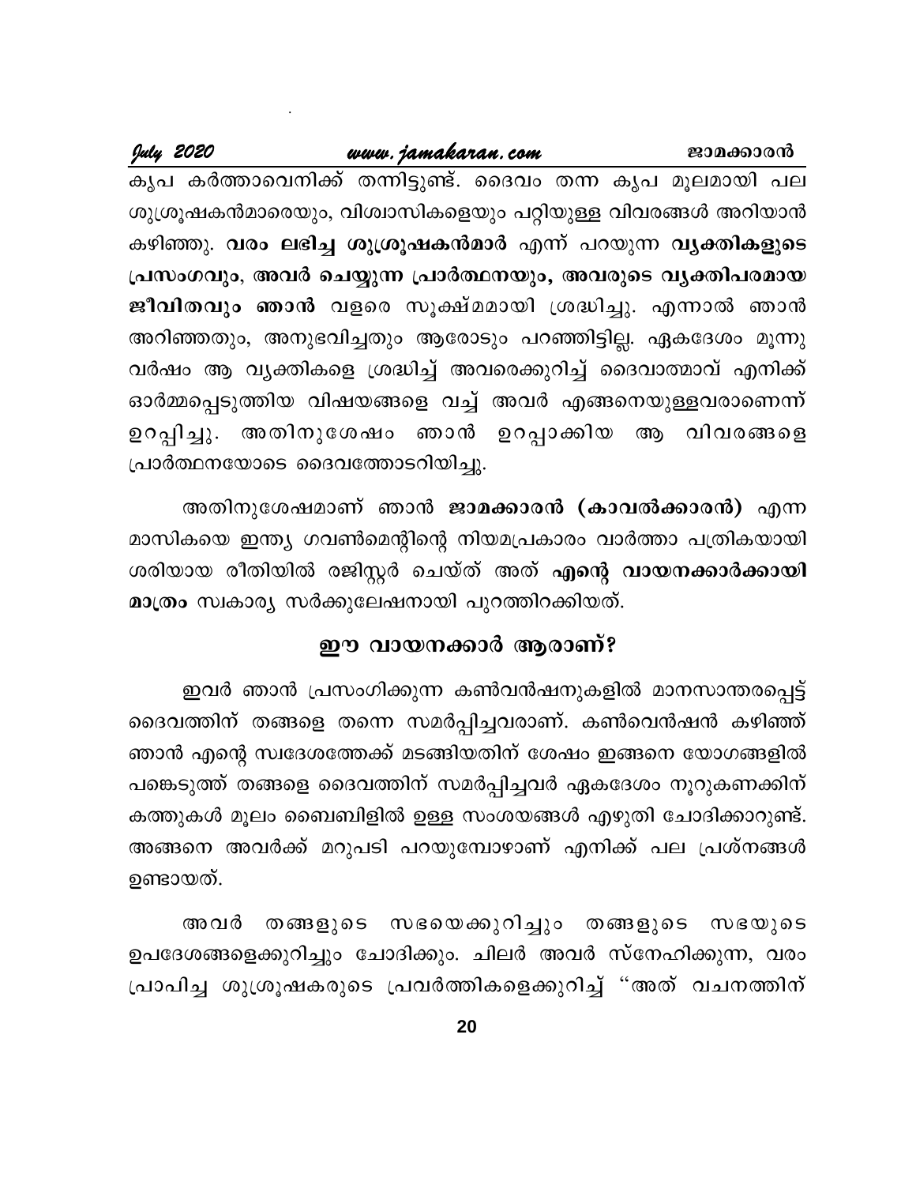കൃപ കർത്താവെനിക്ക് തന്നിട്ടുണ്ട്. ദൈവം തന്ന കൃപ മൂലമായി പല ശുശ്രൂഷകൻമാരെയും, വിശ്വാസികളെയും പറ്റിയുള്ള വിവരങ്ങൾ അറിയാൻ കഴിഞ്ഞു. **വരം ലഭിച്ച ശുശ്രൂഷകൻമാർ** എന്ന് പറയുന്ന **വ്യക്തികളുടെ പ്രസംഗവും, അവർ ചെയ്യുന്ന പ്രാർത്ഥനയും, അവരുടെ വ്യക്തിപരമായ ജീവിതവും ഞാൻ** വളരെ സൂക്ഷ്മമായി ശ്രദ്ധിച്ചു. എന്നാൽ ഞാൻ അറിഞ്ഞതും, അനുഭവിച്ചതും ആരോടും പറഞ്ഞിട്ടില്ല. ഏകദേശം മൂന്നു വർഷം ആ വ്യക്തികളെ ശ്രദ്ധിച്ച് അവരെക്കുറിച്ച് ദൈവാത്മാവ് എനിക്ക് ഓർമ്മപ്പെടുത്തിയ വിഷയങ്ങളെ വച്ച് അവർ എങ്ങനെയുള്ളവരാണെന്ന് ഉറപ്പിച്ചു. അതിനുശേഷം ഞാൻ ഉറപ്പാക്കിയ ആ വിവരങ്ങളെ പ്രാർത്ഥനയോടെ ദൈവത്തോടറിയിച്ചു.

അതിനുശേഷമാണ് ഞാൻ **ജാമക്കാരൻ (കാവൽക്കാരൻ)** എന്ന മാസികയെ ഇന്ത്യ ഗവൺമെന്റിന്റെ നിയമപ്രകാരം വാർത്താ പത്രികയായി ശരിയായ രീതിയിൽ രജിസ്റ്റർ ചെയ്ത് അത് **എന്റെ വായനക്കാർക്കായി മാത്രം** സ്വകാര്യ സർക്കുലേഷനായി പുറത്തിറക്കിയത്.

## ഈ വായനക്കാർ ആരാണ്?

ഇവർ ഞാൻ പ്രസംഗിക്കുന്ന കൺവൻഷനുകളിൽ മാനസാന്തരപ്പെട്ട് ദൈവത്തിന് തങ്ങളെ തന്നെ സമർപ്പിച്ചവരാണ്. കൺവെൻഷൻ കഴിഞ്ഞ് ഞാൻ എന്റെ സ്വദേശത്തേക്ക് മടങ്ങിയതിന് ശേഷം ഇങ്ങനെ യോഗങ്ങളിൽ പങ്കെടുത്ത് തങ്ങളെ ദൈവത്തിന് സമർപ്പിച്ചവർ ഏകദേശം നൂറുകണക്കിന് കത്തുകൾ മൂലം ബൈബിളിൽ ഉള്ള സംശയങ്ങൾ എഴുതി ചോദിക്കാറുണ്ട്. അങ്ങനെ അവർക്ക് മറുപടി പറയുമ്പോഴാണ് എനിക്ക് പല പ്രശ്നങ്ങൾ ഉണ്ടായത്.

അവർ തങ്ങളുടെ സഭയെക്കുറിച്ചും തങ്ങളുടെ സഭയുടെ ഉപദേശങ്ങളെക്കുറിച്ചും ചോദിക്കും. ചിലർ അവർ സ്നേഹിക്കുന്ന, വരം പ്രാപിച്ച ശുശ്രൂഷകരുടെ പ്രവർത്തികളെക്കുറിച്ച് "അത് വചനത്തിന്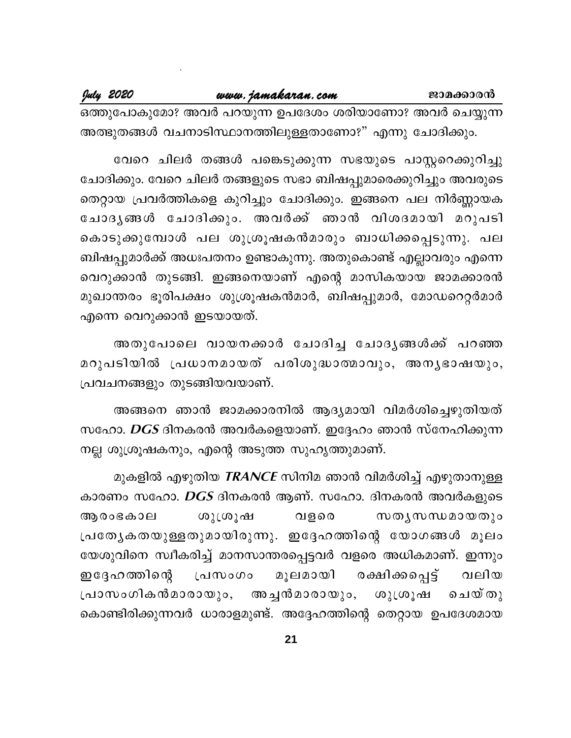ഒത്തുപോകുമോ? അവർ പറയുന്ന ഉപദേശം ശരിയാണോ? അവർ ചെയ്യുന്ന അത്ഭുതങ്ങൾ വചനാടിസ്ഥാനത്തിലുള്ളതാണോ?" എന്നു ചോദിക്കും.

വേറെ ചിലർ തങ്ങൾ പങ്കെടുക്കുന്ന സഭയുടെ പാസ്റ്ററെക്കുറിച്ചു ചോദിക്കും. വേറെ ചിലർ തങ്ങളുടെ സഭാ ബിഷപ്പുമാരെക്കുറിച്ചും അവരുടെ തെറ്റായ പ്രവർത്തികളെ കുറിച്ചും ചോദിക്കും. ഇങ്ങനെ പല നിർണ്ണായക ചോദ്യങ്ങൾ ചോദിക്കും. അവർക്ക് ഞാൻ വിശദമായി മറുപടി കൊടുക്കുമ്പോൾ പല ശുശ്രൂഷകൻമാരും ബാധിക്കപ്പെടുന്നു. പല ബിഷപ്പുമാർക്ക് അധഃപതനം ഉണ്ടാകുന്നു. അതുകൊണ്ട് എല്ലാവരും എന്നെ വെറുക്കാൻ തുടങ്ങി. ഇങ്ങനെയാണ് എന്റെ മാസികയായ ജാമക്കാരൻ മുഖാന്തരം ഭൂരിപക്ഷം ശുശ്രൂഷകൻമാർ, ബിഷപ്പുമാർ, മോഡറെറ്റർമാർ എന്നെ വെറുക്കാൻ ഇടയായത്.

അതുപോലെ വായനക്കാർ ചോദിച്ച ചോദ്യങ്ങൾക്ക് പറഞ്ഞ മറുപടിയിൽ പ്രധാനമായത് പരിശുദ്ധാത്മാവും, അന്യഭാഷയും, പ്രവചനങ്ങളും തുടങ്ങിയവയാണ്.

അങ്ങനെ ഞാൻ ജാമക്കാരനിൽ ആദ്യമായി വിമർശിച്ചെഴുതിയത് സഹോ. ***DGS*** ദിനകരൻ അവർകളെയാണ്. ഇദ്ദേഹം ഞാൻ സ്നേഹിക്കുന്ന നല്ല ശുശ്രൂഷകനും, എന്റെ അടുത്ത സുഹൃത്തുമാണ്.

മുകളിൽ എഴുതിയ ***TRANCE*** സിനിമ ഞാൻ വിമർശിച്ച് എഴുതാനുള്ള കാരണം സഹോ. ***DGS*** ദിനകരൻ ആണ്. സഹോ. ദിനകരൻ അവർകളുടെ ആരംഭകാല ശുശ്രൂഷ വളരെ സത്യസന്ധമായതും പ്രത്യേകതയുള്ളതുമായിരുന്നു. ഇദ്ദേഹത്തിന്റെ യോഗങ്ങൾ മൂലം യേശുവിനെ സ്വീകരിച്ച് മാനസാന്തരപ്പെട്ടവർ വളരെ അധികമാണ്. ഇന്നും ഇദ്ദേഹത്തിന്റെ പ്രസംഗം മൂലമായി രക്ഷിക്കപ്പെട്ട് വലിയ പ്രാസംഗികൻമാരായും, അച്ചൻമാരായും, ശുശ്രൂഷ ചെയ്തു കൊണ്ടിരിക്കുന്നവർ ധാരാളമുണ്ട്. അദ്ദേഹത്തിന്റെ തെറ്റായ ഉപദേശമായ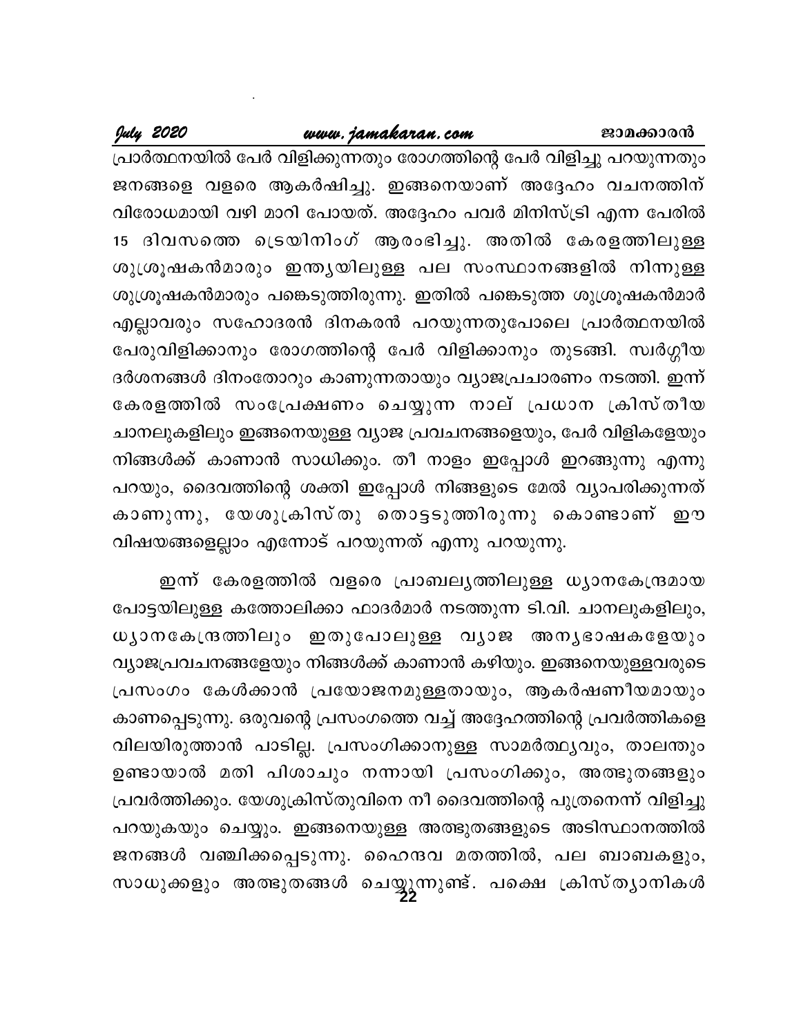പ്രാർത്ഥനയിൽ പേർ വിളിക്കുന്നതും രോഗത്തിന്റെ പേർ വിളിച്ചു പറയുന്നതും ജനങ്ങളെ വളരെ ആകർഷിച്ചു. ഇങ്ങനെയാണ് അദ്ദേഹം വചനത്തിന് വിരോധമായി വഴി മാറി പോയത്. അദ്ദേഹം പവർ മിനിസ്ട്രി എന്ന പേരിൽ 15 ദിവസത്തെ ട്രെയിനിംഗ് ആരംഭിച്ചു. അതിൽ കേരളത്തിലുള്ള ശുശ്രൂഷകൻമാരും ഇന്ത്യയിലുള്ള പല സംസ്ഥാനങ്ങളിൽ നിന്നുള്ള ശുശ്രൂഷകൻമാരും പങ്കെടുത്തിരുന്നു. ഇതിൽ പങ്കെടുത്ത ശുശ്രൂഷകൻമാർ എല്ലാവരും സഹോദരൻ ദിനകരൻ പറയുന്നതുപോലെ പ്രാർത്ഥനയിൽ പേരുവിളിക്കാനും രോഗത്തിന്റെ പേർ വിളിക്കാനും തുടങ്ങി. സ്വർഗ്ഗീയ ദർശനങ്ങൾ ദിനംതോറും കാണുന്നതായും വ്യാജപ്രചാരണം നടത്തി. ഇന്ന് കേരളത്തിൽ സംപ്രേക്ഷണം ചെയ്യുന്ന നാല് പ്രധാന ക്രിസ്തീയ ചാനലുകളിലും ഇങ്ങനെയുള്ള വ്യാജ പ്രവചനങ്ങളെയും, പേർ വിളികളേയും നിങ്ങൾക്ക് കാണാൻ സാധിക്കും. തീ നാളം ഇപ്പോൾ ഇറങ്ങുന്നു എന്നു പറയും, ദൈവത്തിന്റെ ശക്തി ഇപ്പോൾ നിങ്ങളുടെ മേൽ വ്യാപരിക്കുന്നത് കാണുന്നു, യേശുക്രിസ്തു തൊട്ടടുത്തിരുന്നു കൊണ്ടാണ് ഈ വിഷയങ്ങളെല്ലാം എന്നോട് പറയുന്നത് എന്നു പറയുന്നു.

ഇന്ന് കേരളത്തിൽ വളരെ പ്രാബല്യത്തിലുള്ള ധ്യാനകേന്ദ്രമായ പോട്ടയിലുള്ള കത്തോലിക്കാ ഫാദർമാർ നടത്തുന്ന ടി.വി. ചാനലുകളിലും, ധ്യാനകേന്ദ്രത്തിലും ഇതുപോലുള്ള വ്യാജ അന്യഭാഷകളേയും വ്യാജപ്രവചനങ്ങളേയും നിങ്ങൾക്ക് കാണാൻ കഴിയും. ഇങ്ങനെയുള്ളവരുടെ പ്രസംഗം കേൾക്കാൻ പ്രയോജനമുള്ളതായും, ആകർഷണീയമായും കാണപ്പെടുന്നു. ഒരുവന്റെ പ്രസംഗത്തെ വച്ച് അദ്ദേഹത്തിന്റെ പ്രവർത്തികളെ വിലയിരുത്താൻ പാടില്ല. പ്രസംഗിക്കാനുള്ള സാമർത്ഥ്യവും, താലന്തും ഉണ്ടായാൽ മതി പിശാചും നന്നായി പ്രസംഗിക്കും, അത്ഭുതങ്ങളും പ്രവർത്തിക്കും. യേശുക്രിസ്തുവിനെ നീ ദൈവത്തിന്റെ പുത്രനെന്ന് വിളിച്ചു പറയുകയും ചെയ്യും. ഇങ്ങനെയുള്ള അത്ഭുതങ്ങളുടെ അടിസ്ഥാനത്തിൽ ജനങ്ങൾ വഞ്ചിക്കപ്പെടുന്നു. ഹൈന്ദവ മതത്തിൽ, പല ബാബകളും, സാധുക്കളും അത്ഭുതങ്ങൾ ചെയ്യുന്നുണ്ട്. പക്ഷെ ക്രിസ്ത്യാനികൾ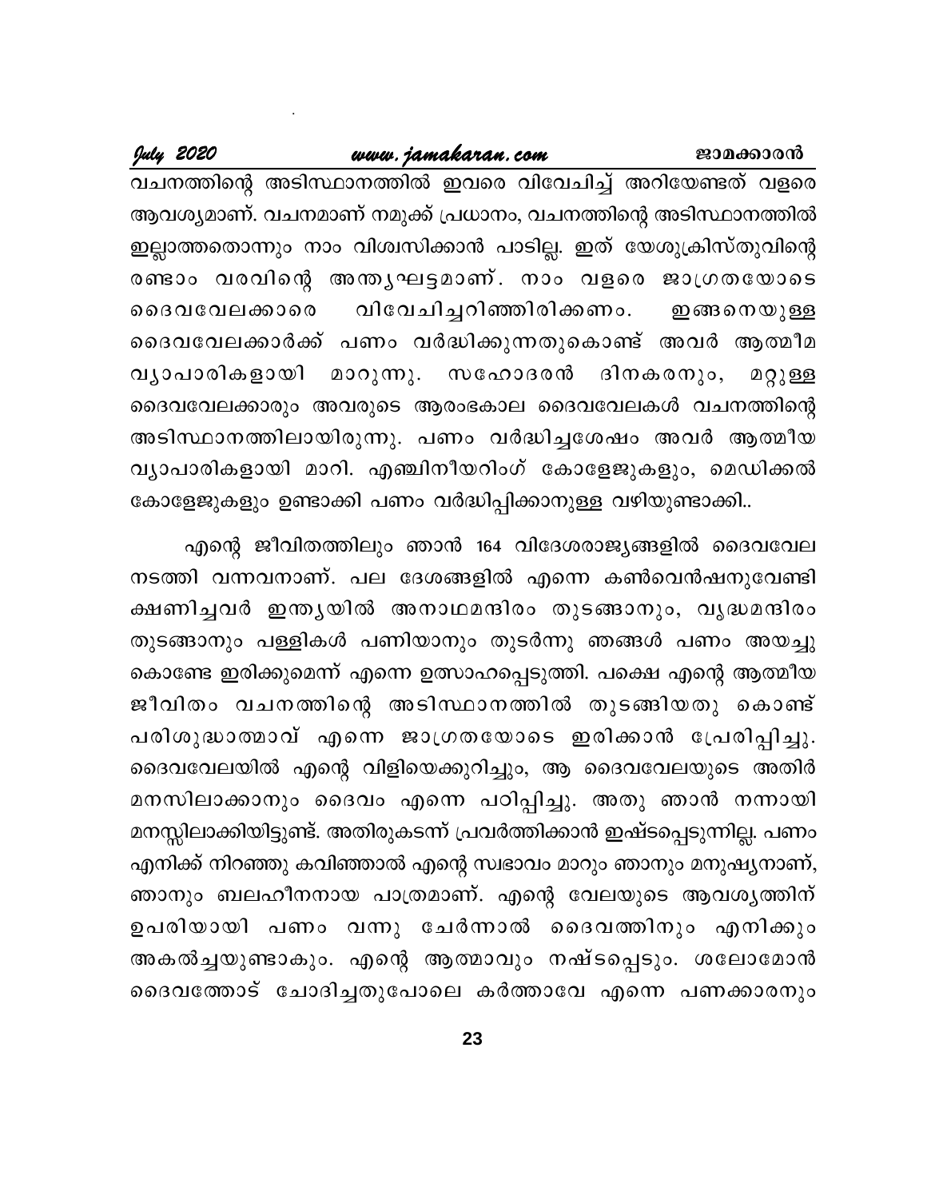വചനത്തിന്റെ അടിസ്ഥാനത്തിൽ ഇവരെ വിവേചിച്ച് അറിയേണ്ടത് വളരെ ആവശ്യമാണ്. വചനമാണ് നമുക്ക് പ്രധാനം, വചനത്തിന്റെ അടിസ്ഥാനത്തിൽ ഇല്ലാത്തതൊന്നും നാം വിശ്വസിക്കാൻ പാടില്ല. ഇത് യേശുക്രിസ്തുവിന്റെ രണ്ടാം വരവിന്റെ അന്ത്യഘട്ടമാണ്. നാം വളരെ ജാഗ്രതയോടെ ദൈവവേലക്കാരെ വിവേചിച്ചറിഞ്ഞിരിക്കണം. ഇങ്ങനെയുള്ള ദൈവവേലക്കാർക്ക് പണം വർദ്ധിക്കുന്നതുകൊണ്ട് അവർ ആത്മീമ വ്യാപാരികളായി മാറുന്നു. സഹോദരൻ ദിനകരനും, മറ്റുള്ള ദൈവവേലക്കാരും അവരുടെ ആരംഭകാല ദൈവവേലകൾ വചനത്തിന്റെ അടിസ്ഥാനത്തിലായിരുന്നു. പണം വർദ്ധിച്ചശേഷം അവർ ആത്മീയ വ്യാപാരികളായി മാറി. എഞ്ചിനീയറിംഗ് കോളേജുകളും, മെഡിക്കൽ കോളേജുകളും ഉണ്ടാക്കി പണം വർദ്ധിപ്പിക്കാനുള്ള വഴിയുണ്ടാക്കി..

എന്റെ ജീവിതത്തിലും ഞാൻ 164 വിദേശരാജ്യങ്ങളിൽ ദൈവവേല നടത്തി വന്നവനാണ്. പല ദേശങ്ങളിൽ എന്നെ കൺവെൻഷനുവേണ്ടി ക്ഷണിച്ചവർ ഇന്ത്യയിൽ അനാഥമന്ദിരം തുടങ്ങാനും, വൃദ്ധമന്ദിരം തുടങ്ങാനും പള്ളികൾ പണിയാനും തുടർന്നു ഞങ്ങൾ പണം അയച്ചു കൊണ്ടേ ഇരിക്കുമെന്ന് എന്നെ ഉത്സാഹപ്പെടുത്തി. പക്ഷെ എന്റെ ആത്മീയ ജീവിതം വചനത്തിന്റെ അടിസ്ഥാനത്തിൽ തുടങ്ങിയതു കൊണ്ട് പരിശുദ്ധാത്മാവ് എന്നെ ജാഗ്രതയോടെ ഇരിക്കാൻ പ്രേരിപ്പിച്ചു. ദൈവവേലയിൽ എന്റെ വിളിയെക്കുറിച്ചും, ആ ദൈവവേലയുടെ അതിർ മനസിലാക്കാനും ദൈവം എന്നെ പഠിപ്പിച്ചു. അതു ഞാൻ നന്നായി മനസ്സിലാക്കിയിട്ടുണ്ട്. അതിരുകടന്ന് പ്രവർത്തിക്കാൻ ഇഷ്ടപ്പെടുന്നില്ല. പണം എനിക്ക് നിറഞ്ഞു കവിഞ്ഞാൽ എന്റെ സ്വഭാവം മാറും ഞാനും മനുഷ്യനാണ്, ഞാനും ബലഹീനനായ പാത്രമാണ്. എന്റെ വേലയുടെ ആവശ്യത്തിന് ഉപരിയായി പണം വന്നു ചേർന്നാൽ ദൈവത്തിനും എനിക്കും അകൽച്ചയുണ്ടാകും. എന്റെ ആത്മാവും നഷ്ടപ്പെടും. ശലോമോൻ ദൈവത്തോട് ചോദിച്ചതുപോലെ കർത്താവേ എന്നെ പണക്കാരനും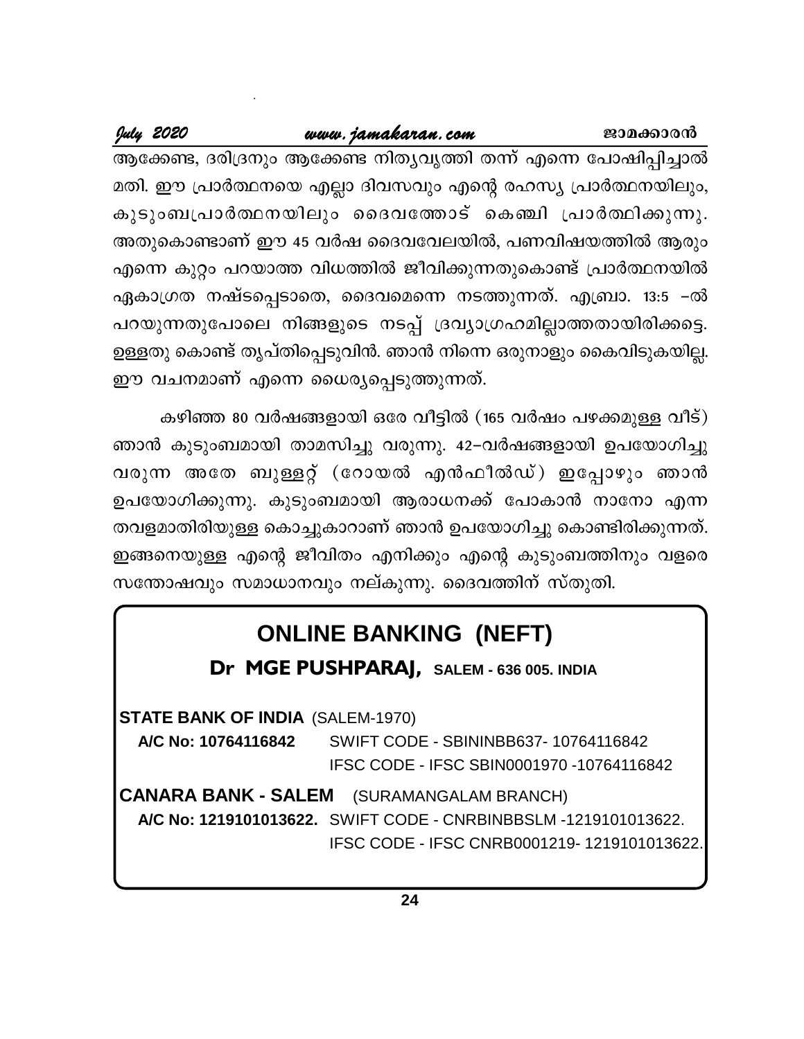ആക്കേണ്ട, ദരിദ്രനും ആക്കേണ്ട നിത്യവൃത്തി തന്ന് എന്നെ പോഷിപ്പിച്ചാൽ മതി. ഈ പ്രാർത്ഥനയെ എല്ലാ ദിവസവും എന്റെ രഹസ്യ പ്രാർത്ഥനയിലും, കുടുംബപ്രാർത്ഥനയിലും ദൈവത്തോട് കെഞ്ചി പ്രാർത്ഥിക്കുന്നു. അതുകൊണ്ടാണ് ഈ 45 വർഷ ദൈവവേലയിൽ, പണവിഷയത്തിൽ ആരും എന്നെ കുറ്റം പറയാത്ത വിധത്തിൽ ജീവിക്കുന്നതുകൊണ്ട് പ്രാർത്ഥനയിൽ ഏകാഗ്രത നഷ്ടപ്പെടാതെ, ദൈവമെന്നെ നടത്തുന്നത്. എബ്രാ. 13:5 –ൽ പറയുന്നതുപോലെ നിങ്ങളുടെ നടപ്പ് ദ്രവ്യാഗ്രഹമില്ലാത്തതായിരിക്കട്ടെ. ഉള്ളതു കൊണ്ട് തൃപ്തിപ്പെടുവിൻ. ഞാൻ നിന്നെ ഒരുനാളും കൈവിടുകയില്ല. ഈ വചനമാണ് എന്നെ ധൈര്യപ്പെടുത്തുന്നത്.

കഴിഞ്ഞ 80 വർഷങ്ങളായി ഒരേ വീട്ടിൽ (165 വർഷം പഴക്കമുള്ള വീട്) ഞാൻ കുടുംബമായി താമസിച്ചു വരുന്നു. 42–വർഷങ്ങളായി ഉപയോഗിച്ചു വരുന്ന അതേ ബുള്ളറ്റ് (റോയൽ എൻഫീൽഡ്) ഇപ്പോഴും ഞാൻ ഉപയോഗിക്കുന്നു. കുടുംബമായി ആരാധനക്ക് പോകാൻ നാനോ എന്ന തവളമാതിരിയുള്ള കൊച്ചുകാറാണ് ഞാൻ ഉപയോഗിച്ചു കൊണ്ടിരിക്കുന്നത്. ഇങ്ങനെയുള്ള എന്റെ ജീവിതം എനിക്കും എന്റെ കുടുംബത്തിനും വളരെ സന്തോഷവും സമാധാനവും നല്കുന്നു. ദൈവത്തിന് സ്തുതി.

## ONLINE BANKING (NEFT)

**Dr MGE PUSHPARAJ,** SALEM - 636 005. INDIA

**STATE BANK OF INDIA** (SALEM-1970)

**A/C No: 10764116842** SWIFT CODE - SBININBB637- 10764116842
IFSC CODE - IFSC SBIN0001970 -10764116842

**CANARA BANK - SALEM** (SURAMANGALAM BRANCH)

**A/C No: 1219101013622.** SWIFT CODE - CNRBINBBSLM -1219101013622.
IFSC CODE - IFSC CNRB0001219- 1219101013622.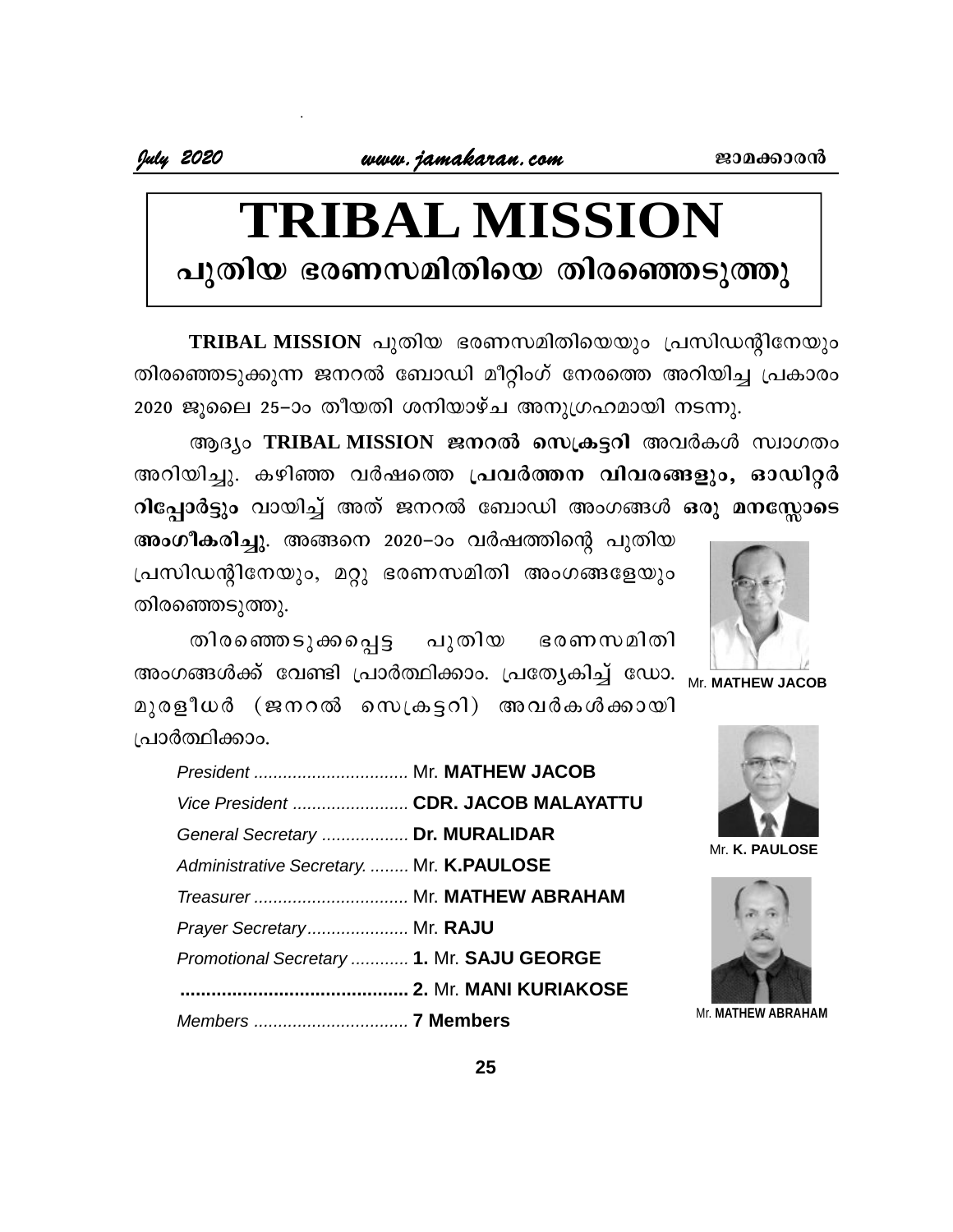# TRIBAL MISSION

## പുതിയ ഭരണസമിതിയെ തിരഞ്ഞെടുത്തു

**TRIBAL MISSION** പുതിയ ഭരണസമിതിയെയും പ്രസിഡന്റിനേയും തിരഞ്ഞെടുക്കുന്ന ജനറൽ ബോഡി മീറ്റിംഗ് നേരത്തെ അറിയിച്ച പ്രകാരം 2020 ജൂലൈ 25–ാം തീയതി ശനിയാഴ്ച അനുഗ്രഹമായി നടന്നു.

ആദ്യം **TRIBAL MISSION ജനറൽ സെക്രട്ടറി** അവർകൾ സ്വാഗതം അറിയിച്ചു. കഴിഞ്ഞ വർഷത്തെ **പ്രവർത്തന വിവരങ്ങളും, ഓഡിറ്റർ റിപ്പോർട്ടും** വായിച്ച് അത് ജനറൽ ബോഡി അംഗങ്ങൾ **ഒരു മനസ്സോടെ അംഗീകരിച്ചു**. അങ്ങനെ 2020–ാം വർഷത്തിന്റെ പുതിയ പ്രസിഡന്റിനേയും, മറ്റു ഭരണസമിതി അംഗങ്ങളേയും തിരഞ്ഞെടുത്തു.

തിരഞ്ഞെടുക്കപ്പെട്ട പുതിയ ഭരണസമിതി അംഗങ്ങൾക്ക് വേണ്ടി പ്രാർത്ഥിക്കാം. പ്രത്യേകിച്ച് ഡോ. മുരളീധർ (ജനറൽ സെക്രട്ടറി) അവർകൾക്കായി പ്രാർത്ഥിക്കാം.

Mr. **MATHEW JACOB**

Mr. **K. PAULOSE**

Mr. **MATHEW ABRAHAM**

*President* ................................ Mr. **MATHEW JACOB**
*Vice President* ........................ **CDR. JACOB MALAYATTU**
*General Secretary* .................. **Dr. MURALIDAR**
*Administrative Secretary.* ........ Mr. **K.PAULOSE**
*Treasurer* ................................ Mr. **MATHEW ABRAHAM**
*Prayer Secretary*..................... Mr. **RAJU**
*Promotional Secretary* ............ **1.** Mr. **SAJU GEORGE**
............................................ **2.** Mr. **MANI KURIAKOSE**
*Members* ................................ **7 Members**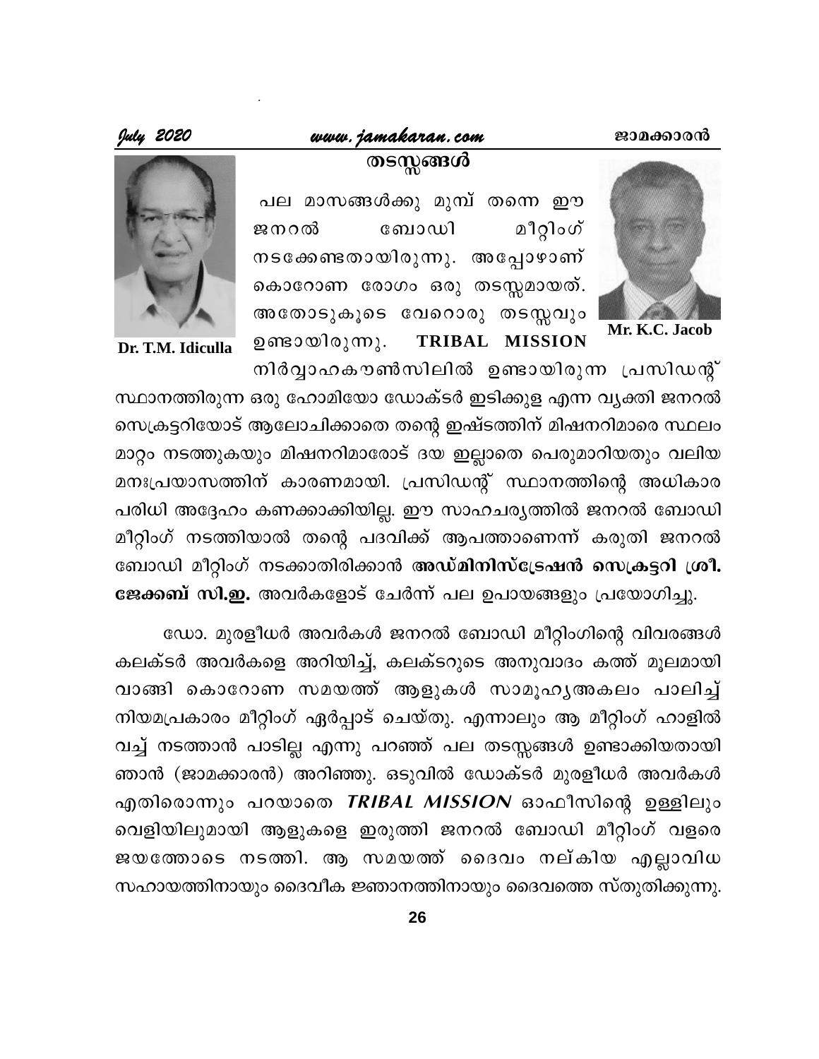## തടസ്സങ്ങൾ

Dr. T.M. Idiculla

Mr. K.C. Jacob

പല മാസങ്ങൾക്കു മുമ്പ് തന്നെ ഈ ജനറൽ ബോഡി മീറ്റിംഗ് നടക്കേണ്ടതായിരുന്നു. അപ്പോഴാണ് കൊറോണ രോഗം ഒരു തടസ്സമായത്. അതോടുകൂടെ വേറൊരു തടസ്സവും ഉണ്ടായിരുന്നു. TRIBAL MISSION നിർവ്വാഹകൗൺസിലിൽ ഉണ്ടായിരുന്ന പ്രസിഡന്റ് സ്ഥാനത്തിരുന്ന ഒരു ഹോമിയോ ഡോക്ടർ ഇടിക്കുള എന്ന വ്യക്തി ജനറൽ സെക്രട്ടറിയോട് ആലോചിക്കാതെ തന്റെ ഇഷ്ടത്തിന് മിഷനറിമാരെ സ്ഥലം മാറ്റം നടത്തുകയും മിഷനറിമാരോട് ദയ ഇല്ലാതെ പെരുമാറിയതും വലിയ മനഃപ്രയാസത്തിന് കാരണമായി. പ്രസിഡന്റ് സ്ഥാനത്തിന്റെ അധികാര പരിധി അദ്ദേഹം കണക്കാക്കിയില്ല. ഈ സാഹചര്യത്തിൽ ജനറൽ ബോഡി മീറ്റിംഗ് നടത്തിയാൽ തന്റെ പദവിക്ക് ആപത്താണെന്ന് കരുതി ജനറൽ ബോഡി മീറ്റിംഗ് നടക്കാതിരിക്കാൻ **അഡ്മിനിസ്ട്രേഷൻ സെക്രട്ടറി ശ്രീ. ജേക്കബ് സി.ഇ.** അവർകളോട് ചേർന്ന് പല ഉപായങ്ങളും പ്രയോഗിച്ചു.

ഡോ. മുരളീധർ അവർകൾ ജനറൽ ബോഡി മീറ്റിംഗിന്റെ വിവരങ്ങൾ കലക്ടർ അവർകളെ അറിയിച്ച്, കലക്ടറുടെ അനുവാദം കത്ത് മൂലമായി വാങ്ങി കൊറോണ സമയത്ത് ആളുകൾ സാമൂഹ്യഅകലം പാലിച്ച് നിയമപ്രകാരം മീറ്റിംഗ് ഏർപ്പാട് ചെയ്തു. എന്നാലും ആ മീറ്റിംഗ് ഹാളിൽ വച്ച് നടത്താൻ പാടില്ല എന്നു പറഞ്ഞ് പല തടസ്സങ്ങൾ ഉണ്ടാക്കിയതായി ഞാൻ (ജാമക്കാരൻ) അറിഞ്ഞു. ഒടുവിൽ ഡോക്ടർ മുരളീധർ അവർകൾ എതിരൊന്നും പറയാതെ ***TRIBAL MISSION*** ഓഫീസിന്റെ ഉള്ളിലും വെളിയിലുമായി ആളുകളെ ഇരുത്തി ജനറൽ ബോഡി മീറ്റിംഗ് വളരെ ജയത്തോടെ നടത്തി. ആ സമയത്ത് ദൈവം നല്കിയ എല്ലാവിധ സഹായത്തിനായും ദൈവീക ജ്ഞാനത്തിനായും ദൈവത്തെ സ്തുതിക്കുന്നു.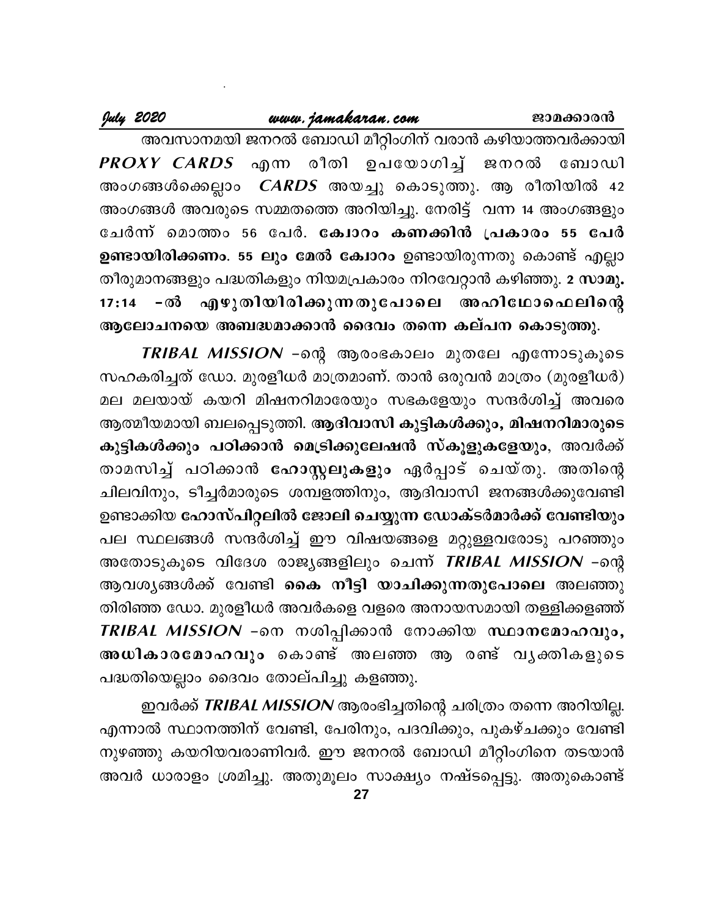അവസാനമയി ജനറൽ ബോഡി മീറ്റിംഗിന് വരാൻ കഴിയാത്തവർക്കായി ***PROXY CARDS*** എന്ന രീതി ഉപയോഗിച്ച് ജനറൽ ബോഡി അംഗങ്ങൾക്കെല്ലാം ***CARDS*** അയച്ചു കൊടുത്തു. ആ രീതിയിൽ 42 അംഗങ്ങൾ അവരുടെ സമ്മതത്തെ അറിയിച്ചു. നേരിട്ട് വന്ന 14 അംഗങ്ങളും ചേർന്ന് മൊത്തം 56 പേർ. **കോറം കണക്കിൻ പ്രകാരം 55 പേർ ഉണ്ടായിരിക്കണം. 55 ലും മേൽ കോറം** ഉണ്ടായിരുന്നതു കൊണ്ട് എല്ലാ തീരുമാനങ്ങളും പദ്ധതികളും നിയമപ്രകാരം നിറവേറ്റാൻ കഴിഞ്ഞു. **2 സാമു. 17:14 -ൽ എഴുതിയിരിക്കുന്നതുപോലെ അഹിഥോഫെലിന്റെ ആലോചനയെ അബദ്ധമാക്കാൻ ദൈവം തന്നെ കല്പന കൊടുത്തു.**

***TRIBAL MISSION*** -ന്റെ ആരംഭകാലം മുതലേ എന്നോടുകൂടെ സഹകരിച്ചത് ഡോ. മുരളീധർ മാത്രമാണ്. താൻ ഒരുവൻ മാത്രം (മുരളീധർ) മല മലയായ് കയറി മിഷനറിമാരേയും സഭകളേയും സന്ദർശിച്ച് അവരെ ആത്മീയമായി ബലപ്പെടുത്തി. **ആദിവാസി കുട്ടികൾക്കും, മിഷനറിമാരുടെ കുട്ടികൾക്കും പഠിക്കാൻ മെട്രിക്കുലേഷൻ സ്കൂളുകളേയും**, അവർക്ക് താമസിച്ച് പഠിക്കാൻ **ഹോസ്റ്റലുകളും** ഏർപ്പാട് ചെയ്തു. അതിന്റെ ചിലവിനും, ടീച്ചർമാരുടെ ശമ്പളത്തിനും, ആദിവാസി ജനങ്ങൾക്കുവേണ്ടി ഉണ്ടാക്കിയ **ഹോസ്പിറ്റലിൽ ജോലി ചെയ്യുന്ന ഡോക്ടർമാർക്ക് വേണ്ടിയും** പല സ്ഥലങ്ങൾ സന്ദർശിച്ച് ഈ വിഷയങ്ങളെ മറ്റുള്ളവരോടു പറഞ്ഞും അതോടുകൂടെ വിദേശ രാജ്യങ്ങളിലും ചെന്ന് ***TRIBAL MISSION*** -ന്റെ ആവശ്യങ്ങൾക്ക് വേണ്ടി **കൈ നീട്ടി യാചിക്കുന്നതുപോലെ** അലഞ്ഞു തിരിഞ്ഞ ഡോ. മുരളീധർ അവർകളെ വളരെ അനായസമായി തള്ളിക്കളഞ്ഞ് ***TRIBAL MISSION*** -നെ നശിപ്പിക്കാൻ നോക്കിയ **സ്ഥാനമോഹവും, അധികാരമോഹവും** കൊണ്ട് അലഞ്ഞ ആ രണ്ട് വ്യക്തികളുടെ പദ്ധതിയെല്ലാം ദൈവം തോല്പിച്ചു കളഞ്ഞു.

ഇവർക്ക് ***TRIBAL MISSION*** ആരംഭിച്ചതിന്റെ ചരിത്രം തന്നെ അറിയില്ല. എന്നാൽ സ്ഥാനത്തിന് വേണ്ടി, പേരിനും, പദവിക്കും, പുകഴ്ചക്കും വേണ്ടി നുഴഞ്ഞു കയറിയവരാണിവർ. ഈ ജനറൽ ബോഡി മീറ്റിംഗിനെ തടയാൻ അവർ ധാരാളം ശ്രമിച്ചു. അതുമൂലം സാക്ഷ്യം നഷ്ടപ്പെട്ടു. അതുകൊണ്ട്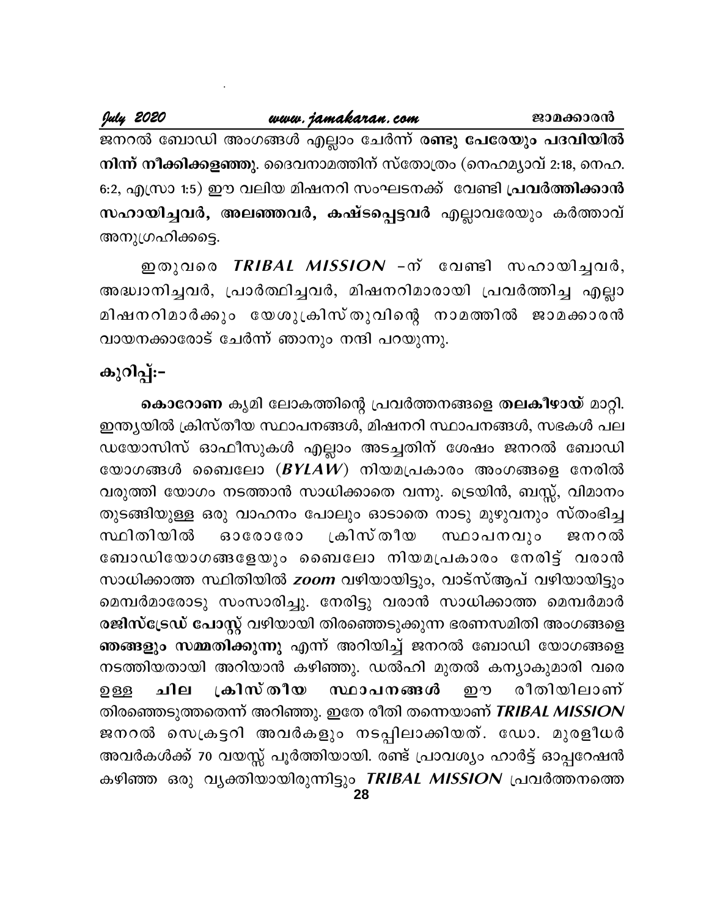ജനറൽ ബോഡി അംഗങ്ങൾ എല്ലാം ചേർന്ന് **രണ്ടു പേരേയും പദവിയിൽ നിന്ന് നീക്കിക്കളഞ്ഞു**. ദൈവനാമത്തിന് സ്തോത്രം (നെഹമ്യാവ് 2:18, നെഹ. 6:2, എസ്രാ 1:5) ഈ വലിയ മിഷനറി സംഘടനക്ക് വേണ്ടി **പ്രവർത്തിക്കാൻ സഹായിച്ചവർ, അലഞ്ഞവർ, കഷ്ടപ്പെട്ടവർ** എല്ലാവരേയും കർത്താവ് അനുഗ്രഹിക്കട്ടെ.

ഇതുവരെ ***TRIBAL MISSION*** -ന് വേണ്ടി സഹായിച്ചവർ, അദ്ധ്വാനിച്ചവർ, പ്രാർത്ഥിച്ചവർ, മിഷനറിമാരായി പ്രവർത്തിച്ച എല്ലാ മിഷനറിമാർക്കും യേശുക്രിസ്തുവിന്റെ നാമത്തിൽ ജാമക്കാരൻ വായനക്കാരോട് ചേർന്ന് ഞാനും നന്ദി പറയുന്നു.

**കുറിപ്പ്:-**

**കൊറോണ** കൃമി ലോകത്തിന്റെ പ്രവർത്തനങ്ങളെ **തലകീഴായ്** മാറ്റി. ഇന്ത്യയിൽ ക്രിസ്തീയ സ്ഥാപനങ്ങൾ, മിഷനറി സ്ഥാപനങ്ങൾ, സഭകൾ പല ഡയോസിസ് ഓഫീസുകൾ എല്ലാം അടച്ചതിന് ശേഷം ജനറൽ ബോഡി യോഗങ്ങൾ ബൈലോ (***BYLAW***) നിയമപ്രകാരം അംഗങ്ങളെ നേരിൽ വരുത്തി യോഗം നടത്താൻ സാധിക്കാതെ വന്നു. ട്രെയിൻ, ബസ്സ്, വിമാനം തുടങ്ങിയുള്ള ഒരു വാഹനം പോലും ഓടാതെ നാടു മുഴുവനും സ്തംഭിച്ച സ്ഥിതിയിൽ ഓരോരോ ക്രിസ്തീയ സ്ഥാപനവും ജനറൽ ബോഡിയോഗങ്ങളേയും ബൈലോ നിയമപ്രകാരം നേരിട്ട് വരാൻ സാധിക്കാത്ത സ്ഥിതിയിൽ ***zoom*** വഴിയായിട്ടും, വാട്സ്ആപ് വഴിയായിട്ടും മെമ്പർമാരോടു സംസാരിച്ചു. നേരിട്ടു വരാൻ സാധിക്കാത്ത മെമ്പർമാർ **രജിസ്ട്രേഡ് പോസ്റ്റ്** വഴിയായി തിരഞ്ഞെടുക്കുന്ന ഭരണസമിതി അംഗങ്ങളെ **ഞങ്ങളും സമ്മതിക്കുന്നു** എന്ന് അറിയിച്ച് ജനറൽ ബോഡി യോഗങ്ങളെ നടത്തിയതായി അറിയാൻ കഴിഞ്ഞു. ഡൽഹി മുതൽ കന്യാകുമാരി വരെ ഉള്ള **ചില ക്രിസ്തീയ സ്ഥാപനങ്ങൾ** ഈ രീതിയിലാണ് തിരഞ്ഞെടുത്തതെന്ന് അറിഞ്ഞു. ഇതേ രീതി തന്നെയാണ് ***TRIBAL MISSION*** ജനറൽ സെക്രട്ടറി അവർകളും നടപ്പിലാക്കിയത്. ഡോ. മുരളീധർ അവർകൾക്ക് 70 വയസ്സ് പൂർത്തിയായി. രണ്ട് പ്രാവശ്യം ഹാർട്ട് ഓപ്പറേഷൻ കഴിഞ്ഞ ഒരു വ്യക്തിയായിരുന്നിട്ടും ***TRIBAL MISSION*** പ്രവർത്തനത്തെ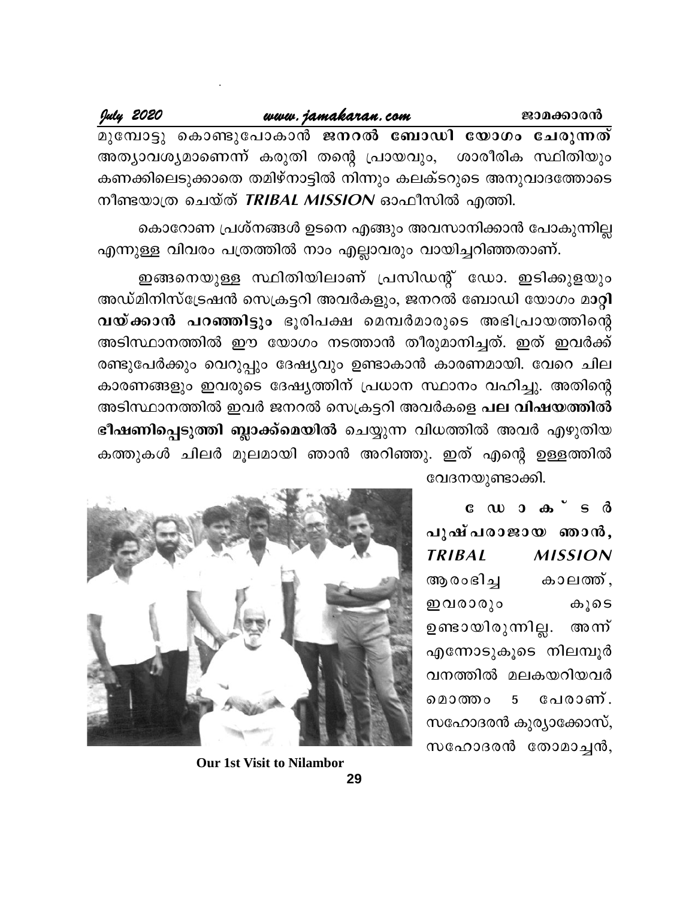മുമ്പോട്ടു കൊണ്ടുപോകാൻ **ജനറൽ ബോഡി യോഗം ചേരുന്നത്** അത്യാവശ്യമാണെന്ന് കരുതി തന്റെ പ്രായവും, ശാരീരിക സ്ഥിതിയും കണക്കിലെടുക്കാതെ തമിഴ്നാട്ടിൽ നിന്നും കലക്ടറുടെ അനുവാദത്തോടെ നീണ്ടയാത്ര ചെയ്ത് ***TRIBAL MISSION*** ഓഫീസിൽ എത്തി.

കൊറോണ പ്രശ്നങ്ങൾ ഉടനെ എങ്ങും അവസാനിക്കാൻ പോകുന്നില്ല എന്നുള്ള വിവരം പത്രത്തിൽ നാം എല്ലാവരും വായിച്ചറിഞ്ഞതാണ്.

ഇങ്ങനെയുള്ള സ്ഥിതിയിലാണ് പ്രസിഡന്റ് ഡോ. ഇടിക്കുളയും അഡ്മിനിസ്ട്രേഷൻ സെക്രട്ടറി അവർകളും, ജനറൽ ബോഡി യോഗം മാറ്റി **വയ്ക്കാൻ പറഞ്ഞിട്ടും** ഭൂരിപക്ഷ മെമ്പർമാരുടെ അഭിപ്രായത്തിന്റെ അടിസ്ഥാനത്തിൽ ഈ യോഗം നടത്താൻ തീരുമാനിച്ചത്. ഇത് ഇവർക്ക് രണ്ടുപേർക്കും വെറുപ്പും ദേഷ്യവും ഉണ്ടാകാൻ കാരണമായി. വേറെ ചില കാരണങ്ങളും ഇവരുടെ ദേഷ്യത്തിന് പ്രധാന സ്ഥാനം വഹിച്ചു. അതിന്റെ അടിസ്ഥാനത്തിൽ ഇവർ ജനറൽ സെക്രട്ടറി അവർകളെ **പല വിഷയത്തിൽ ഭീഷണിപ്പെടുത്തി ബ്ലാക്ക്മെയിൽ** ചെയ്യുന്ന വിധത്തിൽ അവർ എഴുതിയ കത്തുകൾ ചിലർ മൂലമായി ഞാൻ അറിഞ്ഞു. ഇത് എന്റെ ഉള്ളത്തിൽ വേദനയുണ്ടാക്കി.

**ഡോക്ടർ പുഷ്പരാജായ ഞാൻ,** ***TRIBAL MISSION*** ആരംഭിച്ച കാലത്ത്, ഇവരാരും കൂടെ ഉണ്ടായിരുന്നില്ല. അന്ന് എന്നോടുകൂടെ നിലമ്പൂർ വനത്തിൽ മലകയറിയവർ മൊത്തം 5 പേരാണ്. സഹോദരൻ കുര്യാക്കോസ്, സഹോദരൻ തോമാച്ചൻ,

**Our 1st Visit to Nilambor**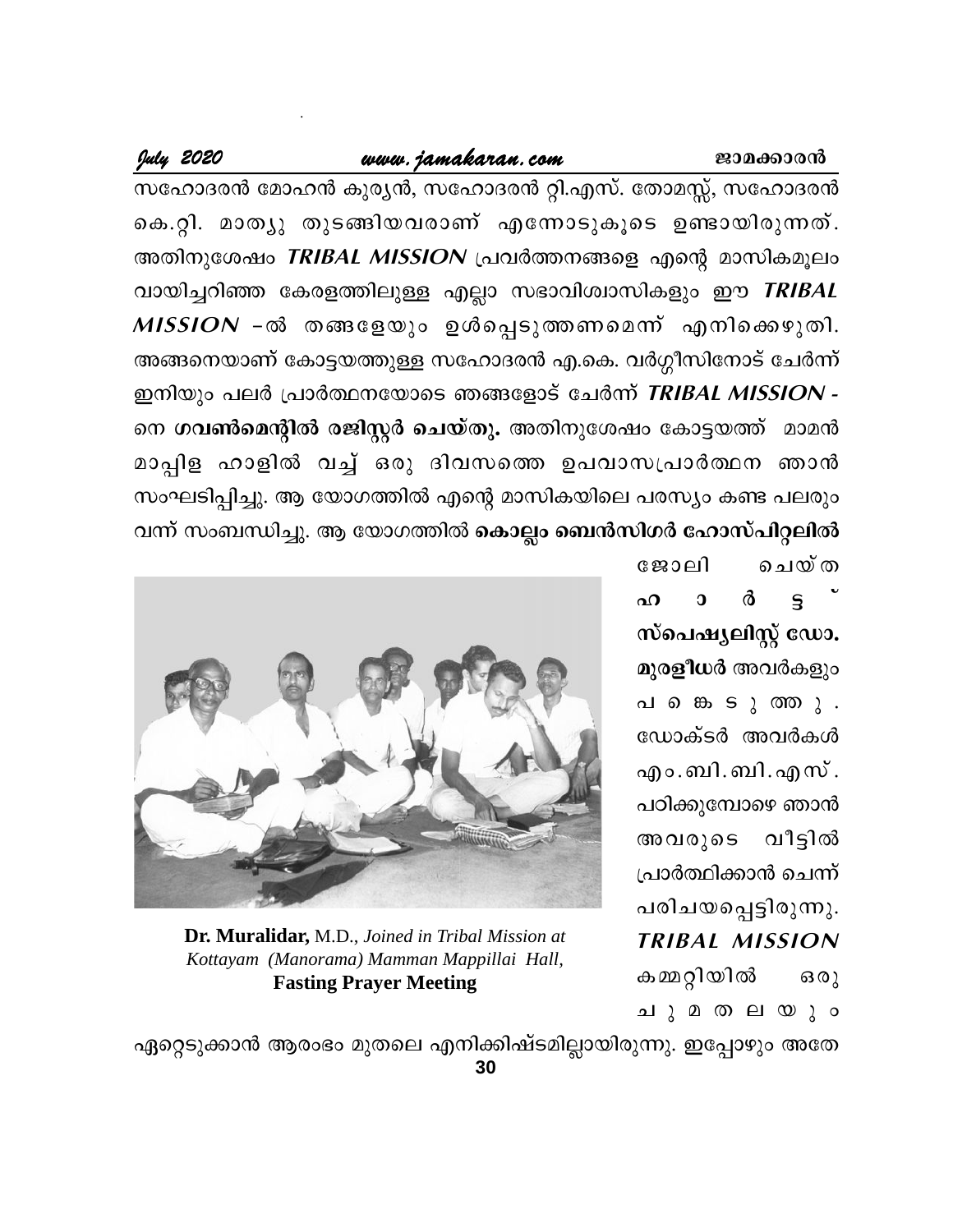സഹോദരൻ മോഹൻ കുര്യൻ, സഹോദരൻ റ്റി.എസ്. തോമസ്സ്, സഹോദരൻ കെ.റ്റി. മാത്യു തുടങ്ങിയവരാണ് എന്നോടുകൂടെ ഉണ്ടായിരുന്നത്. അതിനുശേഷം ***TRIBAL MISSION*** പ്രവർത്തനങ്ങളെ എന്റെ മാസികമൂലം വായിച്ചറിഞ്ഞ കേരളത്തിലുള്ള എല്ലാ സഭാവിശ്വാസികളും ഈ ***TRIBAL MISSION*** –ൽ തങ്ങളേയും ഉൾപ്പെടുത്തണമെന്ന് എനിക്കെഴുതി. അങ്ങനെയാണ് കോട്ടയത്തുള്ള സഹോദരൻ എ.കെ. വർഗ്ഗീസിനോട് ചേർന്ന് ഇനിയും പലർ പ്രാർത്ഥനയോടെ ഞങ്ങളോട് ചേർന്ന് ***TRIBAL MISSION*** -നെ **ഗവൺമെന്റിൽ രജിസ്റ്റർ ചെയ്തു.** അതിനുശേഷം കോട്ടയത്ത് മാമൻ മാപ്പിള ഹാളിൽ വച്ച് ഒരു ദിവസത്തെ ഉപവാസപ്രാർത്ഥന ഞാൻ സംഘടിപ്പിച്ചു. ആ യോഗത്തിൽ എന്റെ മാസികയിലെ പരസ്യം കണ്ട പലരും വന്ന് സംബന്ധിച്ചു. ആ യോഗത്തിൽ **കൊല്ലം ബെൻസിഗർ ഹോസ്പിറ്റലിൽ** ജോലി ചെയ്ത **ഹാർട്ട് സ്പെഷ്യലിസ്റ്റ് ഡോ. മുരളീധർ** അവർകളും പങ്കെടുത്തു. ഡോക്ടർ അവർകൾ എം.ബി.ബി.എസ്. പഠിക്കുമ്പോഴെ ഞാൻ അവരുടെ വീട്ടിൽ പ്രാർത്ഥിക്കാൻ ചെന്ന് പരിചയപ്പെട്ടിരുന്നു. ***TRIBAL MISSION*** കമ്മറ്റിയിൽ ഒരു ചുമതലയും ഏറ്റെടുക്കാൻ ആരംഭം മുതലെ എനിക്കിഷ്ടമില്ലായിരുന്നു. ഇപ്പോഴും അതേ

**Dr. Muralidar,** M.D., *Joined in Tribal Mission at Kottayam (Manorama) Mamman Mappillai Hall,*
**Fasting Prayer Meeting**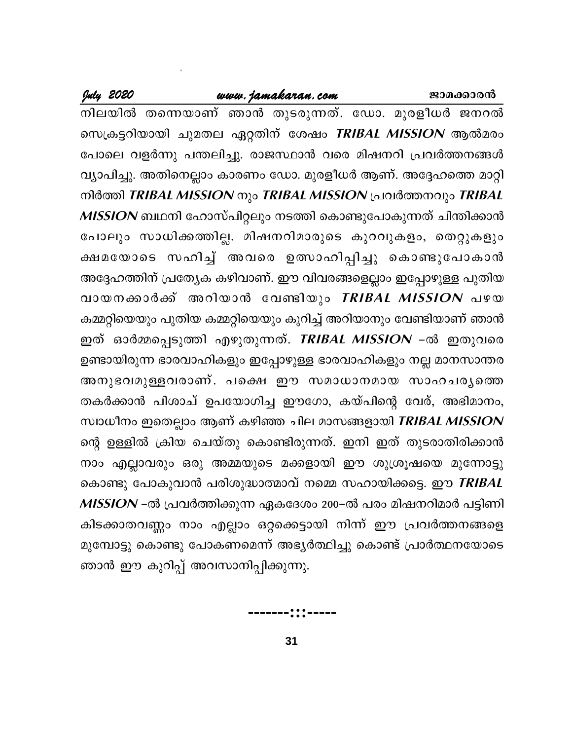നിലയിൽ തന്നെയാണ് ഞാൻ തുടരുന്നത്. ഡോ. മുരളീധർ ജനറൽ സെക്രട്ടറിയായി ചുമതല ഏറ്റതിന് ശേഷം ***TRIBAL MISSION*** ആൽമരം പോലെ വളർന്നു പന്തലിച്ചു. രാജസ്ഥാൻ വരെ മിഷനറി പ്രവർത്തനങ്ങൾ വ്യാപിച്ചു. അതിനെല്ലാം കാരണം ഡോ. മുരളീധർ ആണ്. അദ്ദേഹത്തെ മാറ്റി നിർത്തി ***TRIBAL MISSION*** നും ***TRIBAL MISSION*** പ്രവർത്തനവും ***TRIBAL MISSION*** ബഥനി ഹോസ്പിറ്റലും നടത്തി കൊണ്ടുപോകുന്നത് ചിന്തിക്കാൻ പോലും സാധിക്കത്തില്ല. മിഷനറിമാരുടെ കുറവുകളം, തെറ്റുകളും ക്ഷമയോടെ സഹിച്ച് അവരെ ഉത്സാഹിപ്പിച്ചു കൊണ്ടുപോകാൻ അദ്ദേഹത്തിന് പ്രത്യേക കഴിവാണ്. ഈ വിവരങ്ങളെല്ലാം ഇപ്പോഴുള്ള പുതിയ വായനക്കാർക്ക് അറിയാൻ വേണ്ടിയും ***TRIBAL MISSION*** പഴയ കമ്മറ്റിയെയും പുതിയ കമ്മറ്റിയെയും കുറിച്ച് അറിയാനും വേണ്ടിയാണ് ഞാൻ ഇത് ഓർമ്മപ്പെടുത്തി എഴുതുന്നത്. ***TRIBAL MISSION*** -ൽ ഇതുവരെ ഉണ്ടായിരുന്ന ഭാരവാഹികളും ഇപ്പോഴുള്ള ഭാരവാഹികളും നല്ല മാനസാന്തര അനുഭവമുള്ളവരാണ്. പക്ഷെ ഈ സമാധാനമായ സാഹചര്യത്തെ തകർക്കാൻ പിശാച് ഉപയോഗിച്ച ഈഗോ, കയ്പിന്റെ വേര്, അഭിമാനം, സ്വാധീനം ഇതെല്ലാം ആണ് കഴിഞ്ഞ ചില മാസങ്ങളായി ***TRIBAL MISSION*** ന്റെ ഉള്ളിൽ ക്രിയ ചെയ്തു കൊണ്ടിരുന്നത്. ഇനി ഇത് തുടരാതിരിക്കാൻ നാം എല്ലാവരും ഒരു അമ്മയുടെ മക്കളായി ഈ ശുശ്രൂഷയെ മുന്നോട്ടു കൊണ്ടു പോകുവാൻ പരിശുദ്ധാത്മാവ് നമ്മെ സഹായിക്കട്ടെ. ഈ ***TRIBAL MISSION*** -ൽ പ്രവർത്തിക്കുന്ന ഏകദേശം 200-ൽ പരം മിഷനറിമാർ പട്ടിണി കിടക്കാതവണ്ണം നാം എല്ലാം ഒറ്റക്കെട്ടായി നിന്ന് ഈ പ്രവർത്തനങ്ങളെ മുമ്പോട്ടു കൊണ്ടു പോകണമെന്ന് അഭ്യർത്ഥിച്ചു കൊണ്ട് പ്രാർത്ഥനയോടെ ഞാൻ ഈ കുറിപ്പ് അവസാനിപ്പിക്കുന്നു.

-------:::-----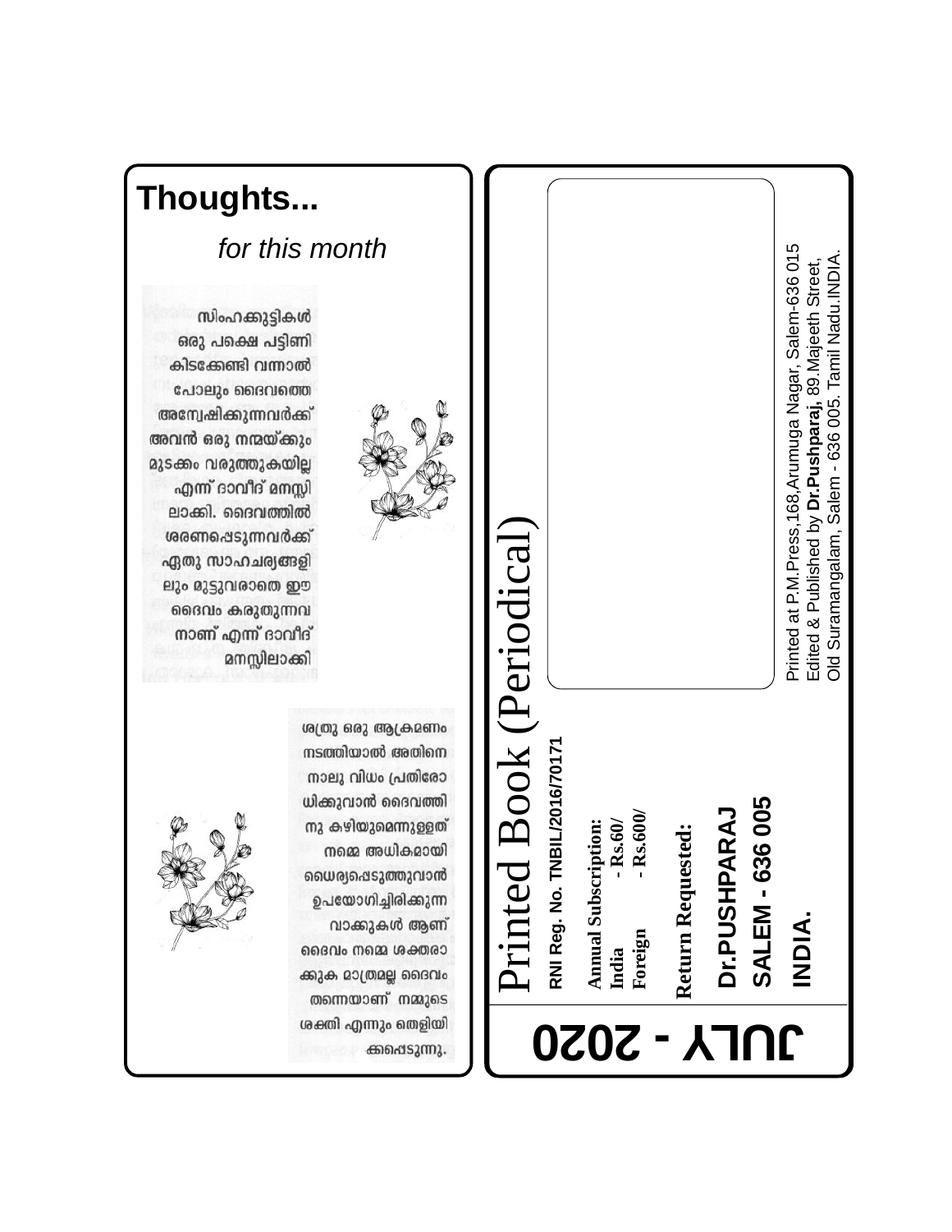# Thoughts...

*for this month*

സിംഹക്കുട്ടികൾ ഒരു പക്ഷെ പട്ടിണി കിടക്കേണ്ടി വന്നാൽ പോലും ദൈവത്തെ അന്വേഷിക്കുന്നവർക്ക് അവൻ ഒരു നന്മയ്ക്കും മുടക്കം വരുത്തുകയില്ല എന്ന് ദാവീദ് മനസ്സിലാക്കി. ദൈവത്തിൽ ശരണപ്പെടുന്നവർക്ക് ഏതു സാഹചര്യങ്ങളിലും മുട്ടുവരാതെ ഈ ദൈവം കരുതുന്നവനാണ് എന്ന് ദാവീദ് മനസ്സിലാക്കി

ശത്രു ഒരു ആക്രമണം നടത്തിയാൽ അതിനെ നാലു വിധം പ്രതിരോധിക്കുവാൻ ദൈവത്തിനു കഴിയുമെന്നുള്ളത് നമ്മെ അധികമായി ധൈര്യപ്പെടുത്തുവാൻ ഉപയോഗിച്ചിരിക്കുന്ന വാക്കുകൾ ആണ് ദൈവം നമ്മെ ശക്തരാക്കുക മാത്രമല്ല ദൈവം തന്നെയാണ് നമ്മുടെ ശക്തി എന്നും തെളിയിക്കപ്പെടുന്നു.

Printed Book (Periodical)

RNI Reg. No. TNBIL/2016/70171

**Annual Subscription:**
India - Rs.60/
Foreign - Rs.600/

**Return Requested:**

**Dr.PUSHPARAJ**
**SALEM - 636 005**
**INDIA.**

**JULY - 2020**

Printed at P.M.Press,168,Arumuga Nagar, Salem-636 015
Edited & Published by **Dr.Pushparaj,** 89.Majeeth Street,
Old Suramangalam, Salem - 636 005. Tamil Nadu.INDIA.